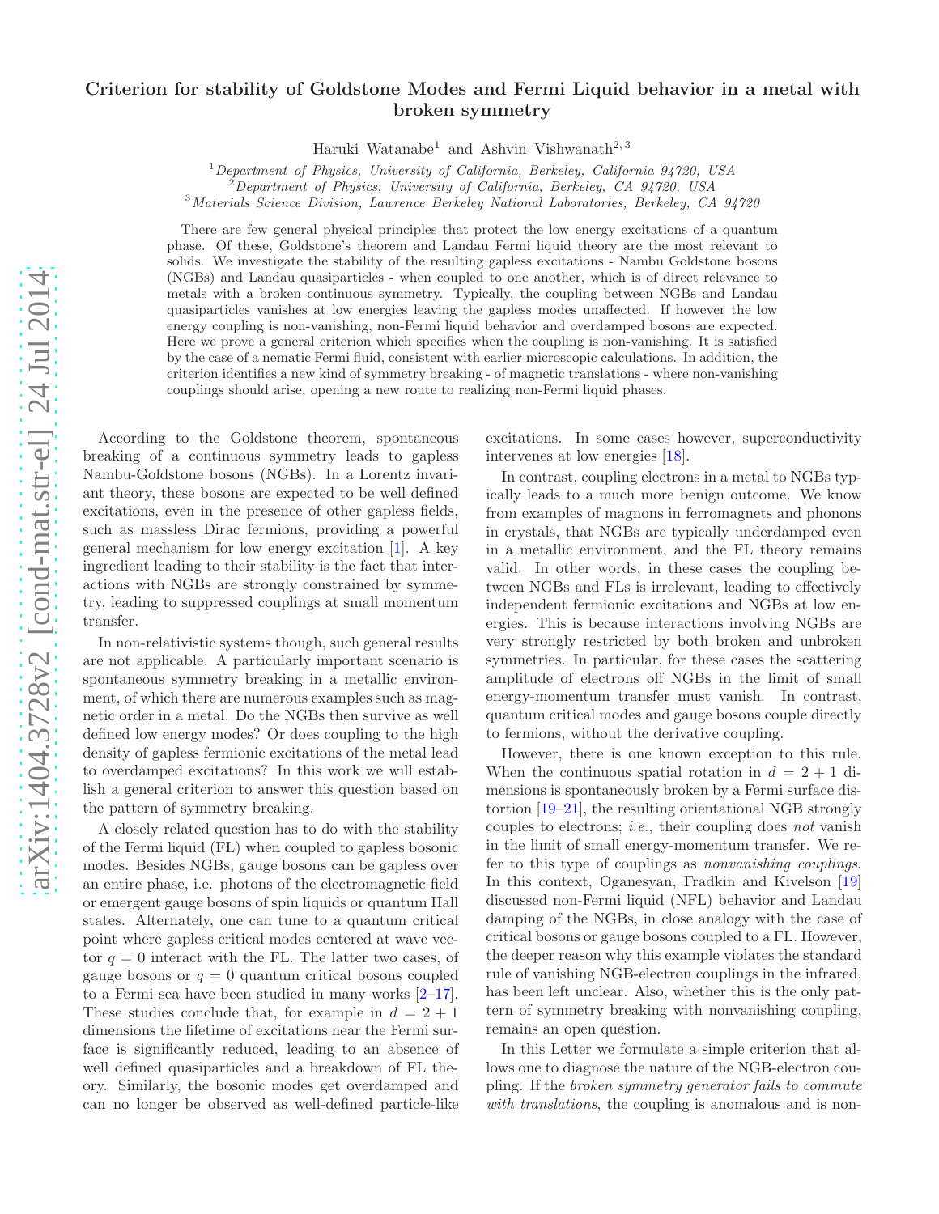# Criterion for stability of Goldstone Modes and Fermi Liquid behavior in a metal with broken symmetry

Haruki Watanabe[1] and Ashvin Vishwanath[2,3]

[1] *Department of Physics, University of California, Berkeley, California 94720, USA*
[2] *Department of Physics, University of California, Berkeley, CA 94720, USA*
[3] *Materials Science Division, Lawrence Berkeley National Laboratories, Berkeley, CA 94720*

There are few general physical principles that protect the low energy excitations of a quantum phase. Of these, Goldstone's theorem and Landau Fermi liquid theory are the most relevant to solids. We investigate the stability of the resulting gapless excitations - Nambu Goldstone bosons (NGBs) and Landau quasiparticles - when coupled to one another, which is of direct relevance to metals with a broken continuous symmetry. Typically, the coupling between NGBs and Landau quasiparticles vanishes at low energies leaving the gapless modes unaffected. If however the low energy coupling is non-vanishing, non-Fermi liquid behavior and overdamped bosons are expected. Here we prove a general criterion which specifies when the coupling is non-vanishing. It is satisfied by the case of a nematic Fermi fluid, consistent with earlier microscopic calculations. In addition, the criterion identifies a new kind of symmetry breaking - of magnetic translations - where non-vanishing couplings should arise, opening a new route to realizing non-Fermi liquid phases.

According to the Goldstone theorem, spontaneous breaking of a continuous symmetry leads to gapless Nambu-Goldstone bosons (NGBs). In a Lorentz invariant theory, these bosons are expected to be well defined excitations, even in the presence of other gapless fields, such as massless Dirac fermions, providing a powerful general mechanism for low energy excitation [1]. A key ingredient leading to their stability is the fact that interactions with NGBs are strongly constrained by symmetry, leading to suppressed couplings at small momentum transfer.

In non-relativistic systems though, such general results are not applicable. A particularly important scenario is spontaneous symmetry breaking in a metallic environment, of which there are numerous examples such as magnetic order in a metal. Do the NGBs then survive as well defined low energy modes? Or does coupling to the high density of gapless fermionic excitations of the metal lead to overdamped excitations? In this work we will establish a general criterion to answer this question based on the pattern of symmetry breaking.

A closely related question has to do with the stability of the Fermi liquid (FL) when coupled to gapless bosonic modes. Besides NGBs, gauge bosons can be gapless over an entire phase, i.e. photons of the electromagnetic field or emergent gauge bosons of spin liquids or quantum Hall states. Alternately, one can tune to a quantum critical point where gapless critical modes centered at wave vector $q = 0$ interact with the FL. The latter two cases, of gauge bosons or $q = 0$ quantum critical bosons coupled to a Fermi sea have been studied in many works [2–17]. These studies conclude that, for example in $d = 2 + 1$ dimensions the lifetime of excitations near the Fermi surface is significantly reduced, leading to an absence of well defined quasiparticles and a breakdown of FL theory. Similarly, the bosonic modes get overdamped and can no longer be observed as well-defined particle-like excitations. In some cases however, superconductivity intervenes at low energies [18].

In contrast, coupling electrons in a metal to NGBs typically leads to a much more benign outcome. We know from examples of magnons in ferromagnets and phonons in crystals, that NGBs are typically underdamped even in a metallic environment, and the FL theory remains valid. In other words, in these cases the coupling between NGBs and FLs is irrelevant, leading to effectively independent fermionic excitations and NGBs at low energies. This is because interactions involving NGBs are very strongly restricted by both broken and unbroken symmetries. In particular, for these cases the scattering amplitude of electrons off NGBs in the limit of small energy-momentum transfer must vanish. In contrast, quantum critical modes and gauge bosons couple directly to fermions, without the derivative coupling.

However, there is one known exception to this rule. When the continuous spatial rotation in $d = 2 + 1$ dimensions is spontaneously broken by a Fermi surface distortion [19–21], the resulting orientational NGB strongly couples to electrons; *i.e.*, their coupling does *not* vanish in the limit of small energy-momentum transfer. We refer to this type of couplings as *nonvanishing couplings*. In this context, Oganesyan, Fradkin and Kivelson [19] discussed non-Fermi liquid (NFL) behavior and Landau damping of the NGBs, in close analogy with the case of critical bosons or gauge bosons coupled to a FL. However, the deeper reason why this example violates the standard rule of vanishing NGB-electron couplings in the infrared, has been left unclear. Also, whether this is the only pattern of symmetry breaking with nonvanishing coupling, remains an open question.

In this Letter we formulate a simple criterion that allows one to diagnose the nature of the NGB-electron coupling. If the *broken symmetry generator fails to commute with translations*, the coupling is anomalous and is non-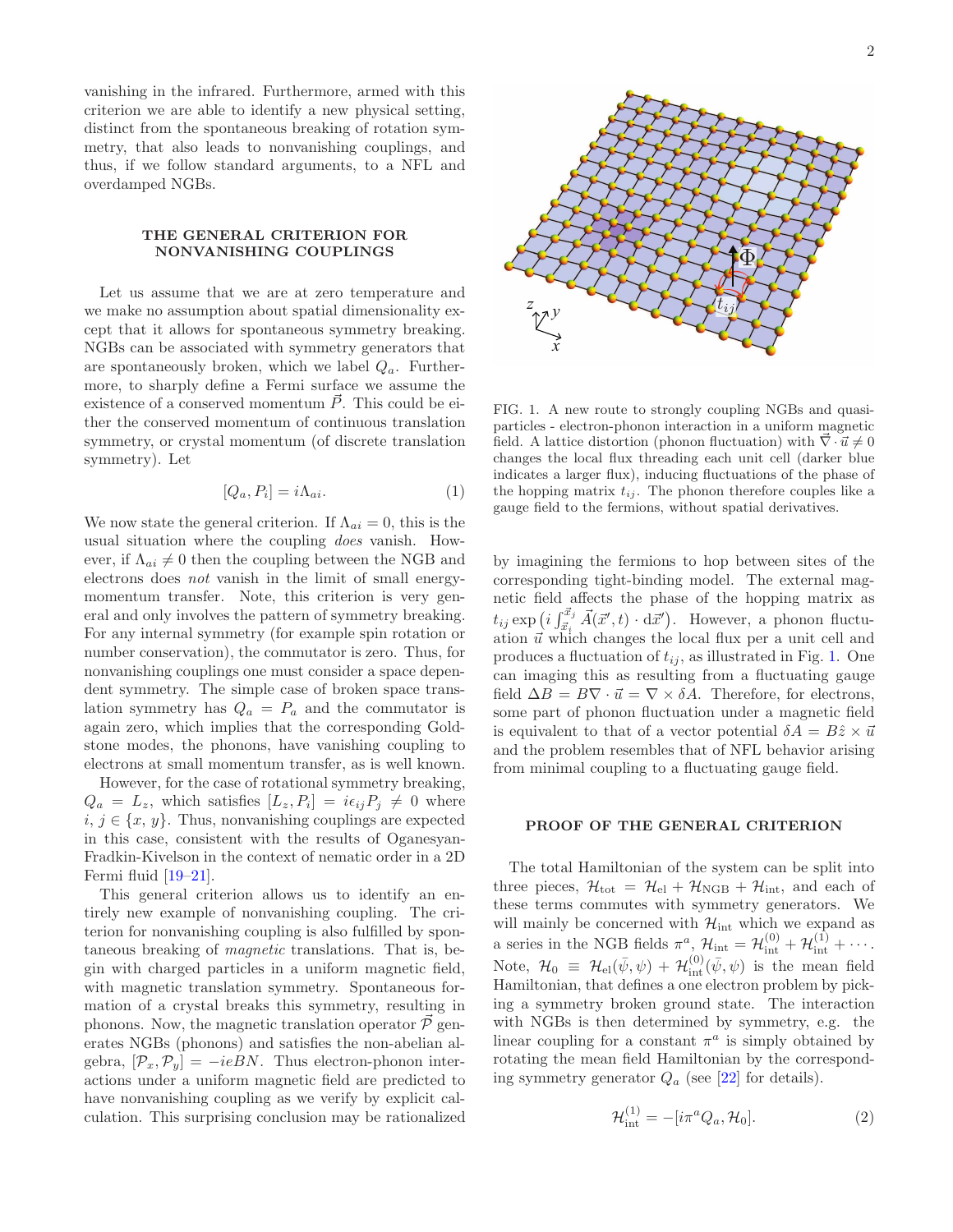vanishing in the infrared. Furthermore, armed with this criterion we are able to identify a new physical setting, distinct from the spontaneous breaking of rotation symmetry, that also leads to nonvanishing couplings, and thus, if we follow standard arguments, to a NFL and overdamped NGBs.

## THE GENERAL CRITERION FOR NONVANISHING COUPLINGS

Let us assume that we are at zero temperature and we make no assumption about spatial dimensionality except that it allows for spontaneous symmetry breaking. NGBs can be associated with symmetry generators that are spontaneously broken, which we label $Q_a$. Furthermore, to sharply define a Fermi surface we assume the existence of a conserved momentum $\vec{P}$. This could be either the conserved momentum of continuous translation symmetry, or crystal momentum (of discrete translation symmetry). Let

$$[Q_a, P_i] = i\Lambda_{ai}. \tag{1}$$

We now state the general criterion. If $\Lambda_{ai} = 0$, this is the usual situation where the coupling *does* vanish. However, if $\Lambda_{ai} \neq 0$ then the coupling between the NGB and electrons does *not* vanish in the limit of small energy-momentum transfer. Note, this criterion is very general and only involves the pattern of symmetry breaking. For any internal symmetry (for example spin rotation or number conservation), the commutator is zero. Thus, for nonvanishing couplings one must consider a space dependent symmetry. The simple case of broken space translation symmetry has $Q_a = P_a$ and the commutator is again zero, which implies that the corresponding Goldstone modes, the phonons, have vanishing coupling to electrons at small momentum transfer, as is well known.

However, for the case of rotational symmetry breaking, $Q_a = L_z$, which satisfies $[L_z, P_i] = i\epsilon_{ij}P_j \neq 0$ where $i, j \in \{x, y\}$. Thus, nonvanishing couplings are expected in this case, consistent with the results of Oganesyan-Fradkin-Kivelson in the context of nematic order in a 2D Fermi fluid [19–21].

This general criterion allows us to identify an entirely new example of nonvanishing coupling. The criterion for nonvanishing coupling is also fulfilled by spontaneous breaking of *magnetic* translations. That is, begin with charged particles in a uniform magnetic field, with magnetic translation symmetry. Spontaneous formation of a crystal breaks this symmetry, resulting in phonons. Now, the magnetic translation operator $\vec{\mathcal{P}}$ generates NGBs (phonons) and satisfies the non-abelian algebra, $[\mathcal{P}_x, \mathcal{P}_y] = -ieBN$. Thus electron-phonon interactions under a uniform magnetic field are predicted to have nonvanishing coupling as we verify by explicit calculation. This surprising conclusion may be rationalized by imagining the fermions to hop between sites of the corresponding tight-binding model. The external magnetic field affects the phase of the hopping matrix as $t_{ij} \exp\left(i \int_{\vec{x}_i}^{\vec{x}_j} \vec{A}(\vec{x}', t) \cdot \mathrm{d}\vec{x}'\right)$. However, a phonon fluctuation $\vec{u}$ which changes the local flux per a unit cell and produces a fluctuation of $t_{ij}$, as illustrated in Fig. 1. One can imaging this as resulting from a fluctuating gauge field $\Delta B = B\nabla \cdot \vec{u} = \nabla \times \delta A$. Therefore, for electrons, some part of phonon fluctuation under a magnetic field is equivalent to that of a vector potential $\delta A = B\hat{z} \times \vec{u}$ and the problem resembles that of NFL behavior arising from minimal coupling to a fluctuating gauge field.

FIG. 1. A new route to strongly coupling NGBs and quasiparticles - electron-phonon interaction in a uniform magnetic field. A lattice distortion (phonon fluctuation) with $\vec{\nabla} \cdot \vec{u} \neq 0$ changes the local flux threading each unit cell (darker blue indicates a larger flux), inducing fluctuations of the phase of the hopping matrix $t_{ij}$. The phonon therefore couples like a gauge field to the fermions, without spatial derivatives.

## PROOF OF THE GENERAL CRITERION

The total Hamiltonian of the system can be split into three pieces, $\mathcal{H}_{\text{tot}} = \mathcal{H}_{\text{el}} + \mathcal{H}_{\text{NGB}} + \mathcal{H}_{\text{int}}$, and each of these terms commutes with symmetry generators. We will mainly be concerned with $\mathcal{H}_{\text{int}}$ which we expand as a series in the NGB fields $\pi^a$, $\mathcal{H}_{\text{int}} = \mathcal{H}_{\text{int}}^{(0)} + \mathcal{H}_{\text{int}}^{(1)} + \cdots$. Note, $\mathcal{H}_0 \equiv \mathcal{H}_{\text{el}}(\bar{\psi}, \psi) + \mathcal{H}_{\text{int}}^{(0)}(\bar{\psi}, \psi)$ is the mean field Hamiltonian, that defines a one electron problem by picking a symmetry broken ground state. The interaction with NGBs is then determined by symmetry, e.g. the linear coupling for a constant $\pi^a$ is simply obtained by rotating the mean field Hamiltonian by the corresponding symmetry generator $Q_a$ (see [22] for details).

$$\mathcal{H}_{\text{int}}^{(1)} = -[i\pi^a Q_a, \mathcal{H}_0]. \tag{2}$$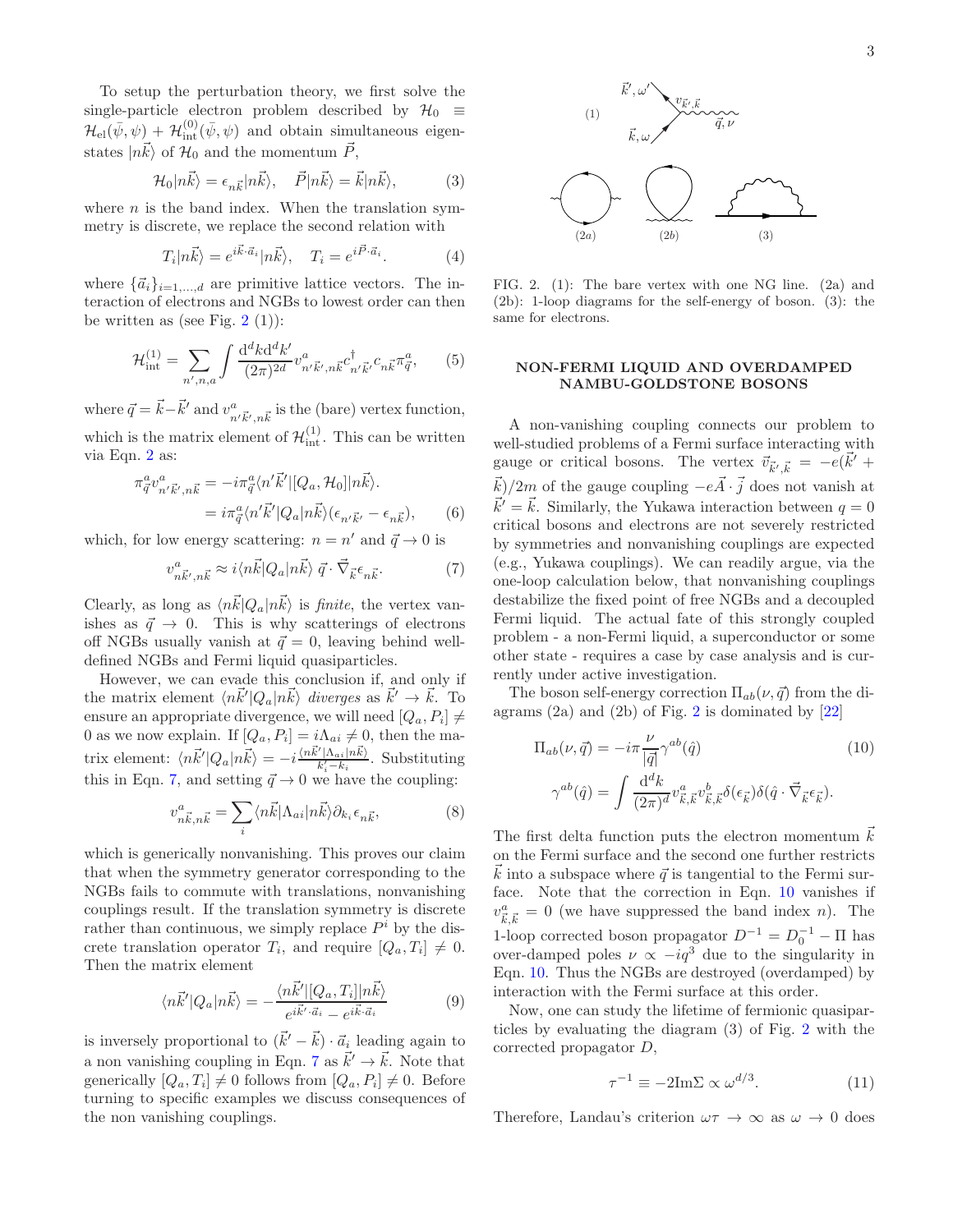To setup the perturbation theory, we first solve the single-particle electron problem described by $\mathcal{H}_0 \equiv \mathcal{H}_{\rm el}(\bar{\psi},\psi) + \mathcal{H}^{(0)}_{\rm int}(\bar{\psi},\psi)$ and obtain simultaneous eigenstates $|n\vec{k}\rangle$ of $\mathcal{H}_0$ and the momentum $\vec{P}$,

$$\mathcal{H}_0|n\vec{k}\rangle = \epsilon_{n\vec{k}}|n\vec{k}\rangle, \quad \vec{P}|n\vec{k}\rangle = \vec{k}|n\vec{k}\rangle, \tag{3}$$

where $n$ is the band index. When the translation symmetry is discrete, we replace the second relation with

$$T_i|n\vec{k}\rangle = e^{i\vec{k}\cdot\vec{a}_i}|n\vec{k}\rangle, \quad T_i = e^{i\vec{P}\cdot\vec{a}_i}. \tag{4}$$

where $\{\vec{a}_i\}_{i=1,\ldots,d}$ are primitive lattice vectors. The interaction of electrons and NGBs to lowest order can then be written as (see Fig. 2 (1)):

$$\mathcal{H}^{(1)}_{\rm int} = \sum_{n',n,a}\int \frac{{\rm d}^dk{\rm d}^dk'}{(2\pi)^{2d}} v^a_{n'\vec{k}',n\vec{k}} c^\dagger_{n'\vec{k}'} c_{n\vec{k}} \pi^a_{\vec{q}}, \tag{5}$$

where $\vec{q} = \vec{k} - \vec{k}'$ and $v^a_{n'\vec{k}',n\vec{k}}$ is the (bare) vertex function, which is the matrix element of $\mathcal{H}^{(1)}_{\rm int}$. This can be written via Eqn. 2 as:

$$\begin{aligned}\pi^a_{\vec{q}} v^a_{n'\vec{k}',n\vec{k}} &= -i\pi^a_{\vec{q}}\langle n'\vec{k}'|[Q_a,\mathcal{H}_0]|n\vec{k}\rangle. \\ &= i\pi^a_{\vec{q}}\langle n'\vec{k}'|Q_a|n\vec{k}\rangle(\epsilon_{n'\vec{k}'} - \epsilon_{n\vec{k}}),\end{aligned} \tag{6}$$

which, for low energy scattering: $n = n'$ and $\vec{q}\to 0$ is

$$v^a_{n\vec{k}',n\vec{k}} \approx i\langle n\vec{k}|Q_a|n\vec{k}\rangle\, \vec{q}\cdot\vec{\nabla}_{\vec{k}}\epsilon_{n\vec{k}}. \tag{7}$$

Clearly, as long as $\langle n\vec{k}|Q_a|n\vec{k}\rangle$ is *finite*, the vertex vanishes as $\vec{q}\to 0$. This is why scatterings of electrons off NGBs usually vanish at $\vec{q} = 0$, leaving behind well-defined NGBs and Fermi liquid quasiparticles.

However, we can evade this conclusion if, and only if the matrix element $\langle n\vec{k}'|Q_a|n\vec{k}\rangle$ *diverges* as $\vec{k}'\to\vec{k}$. To ensure an appropriate divergence, we will need $[Q_a, P_i]\neq 0$ as we now explain. If $[Q_a, P_i] = i\Lambda_{ai}\neq 0$, then the matrix element: $\langle n\vec{k}'|Q_a|n\vec{k}\rangle = -i\frac{\langle n\vec{k}'|\Lambda_{ai}|n\vec{k}\rangle}{k'_i - k_i}$. Substituting this in Eqn. 7, and setting $\vec{q}\to 0$ we have the coupling:

$$v^a_{n\vec{k},n\vec{k}} = \sum_i \langle n\vec{k}|\Lambda_{ai}|n\vec{k}\rangle\partial_{k_i}\epsilon_{n\vec{k}}, \tag{8}$$

which is generically nonvanishing. This proves our claim that when the symmetry generator corresponding to the NGBs fails to commute with translations, nonvanishing couplings result. If the translation symmetry is discrete rather than continuous, we simply replace $P^i$ by the discrete translation operator $T_i$, and require $[Q_a, T_i]\neq 0$. Then the matrix element

$$\langle n\vec{k}'|Q_a|n\vec{k}\rangle = -\frac{\langle n\vec{k}'|[Q_a,T_i]|n\vec{k}\rangle}{e^{i\vec{k}'\cdot\vec{a}_i} - e^{i\vec{k}\cdot\vec{a}_i}} \tag{9}$$

is inversely proportional to $(\vec{k}' - \vec{k})\cdot\vec{a}_i$ leading again to a non vanishing coupling in Eqn. 7 as $\vec{k}'\to\vec{k}$. Note that generically $[Q_a, T_i]\neq 0$ follows from $[Q_a, P_i]\neq 0$. Before turning to specific examples we discuss consequences of the non vanishing couplings.

FIG. 2. (1): The bare vertex with one NG line. (2a) and (2b): 1-loop diagrams for the self-energy of boson. (3): the same for electrons.

## NON-FERMI LIQUID AND OVERDAMPED NAMBU-GOLDSTONE BOSONS

A non-vanishing coupling connects our problem to well-studied problems of a Fermi surface interacting with gauge or critical bosons. The vertex $\vec{v}_{\vec{k}',\vec{k}} = -e(\vec{k}' + \vec{k})/2m$ of the gauge coupling $-e\vec{A}\cdot\vec{j}$ does not vanish at $\vec{k}' = \vec{k}$. Similarly, the Yukawa interaction between $q = 0$ critical bosons and electrons are not severely restricted by symmetries and nonvanishing couplings are expected (e.g., Yukawa couplings). We can readily argue, via the one-loop calculation below, that nonvanishing couplings destabilize the fixed point of free NGBs and a decoupled Fermi liquid. The actual fate of this strongly coupled problem - a non-Fermi liquid, a superconductor or some other state - requires a case by case analysis and is currently under active investigation.

The boson self-energy correction $\Pi_{ab}(\nu,\vec{q})$ from the diagrams (2a) and (2b) of Fig. 2 is dominated by [22]

$$\begin{aligned}\Pi_{ab}(\nu,\vec{q}) &= -i\pi\frac{\nu}{|\vec{q}|}\gamma^{ab}(\hat{q}) \\ \gamma^{ab}(\hat{q}) &= \int\frac{{\rm d}^dk}{(2\pi)^d} v^a_{\vec{k},\vec{k}} v^b_{\vec{k},\vec{k}}\delta(\epsilon_{\vec{k}})\delta(\hat{q}\cdot\vec{\nabla}_{\vec{k}}\epsilon_{\vec{k}}).\end{aligned} \tag{10}$$

The first delta function puts the electron momentum $\vec{k}$ on the Fermi surface and the second one further restricts $\vec{k}$ into a subspace where $\vec{q}$ is tangential to the Fermi surface. Note that the correction in Eqn. 10 vanishes if $v^a_{\vec{k},\vec{k}} = 0$ (we have suppressed the band index $n$). The 1-loop corrected boson propagator $D^{-1} = D_0^{-1} - \Pi$ has over-damped poles $\nu\propto -iq^3$ due to the singularity in Eqn. 10. Thus the NGBs are destroyed (overdamped) by interaction with the Fermi surface at this order.

Now, one can study the lifetime of fermionic quasiparticles by evaluating the diagram (3) of Fig. 2 with the corrected propagator $D$,

$$\tau^{-1} \equiv -2{\rm Im}\Sigma \propto \omega^{d/3}. \tag{11}$$

Therefore, Landau's criterion $\omega\tau\to\infty$ as $\omega\to 0$ does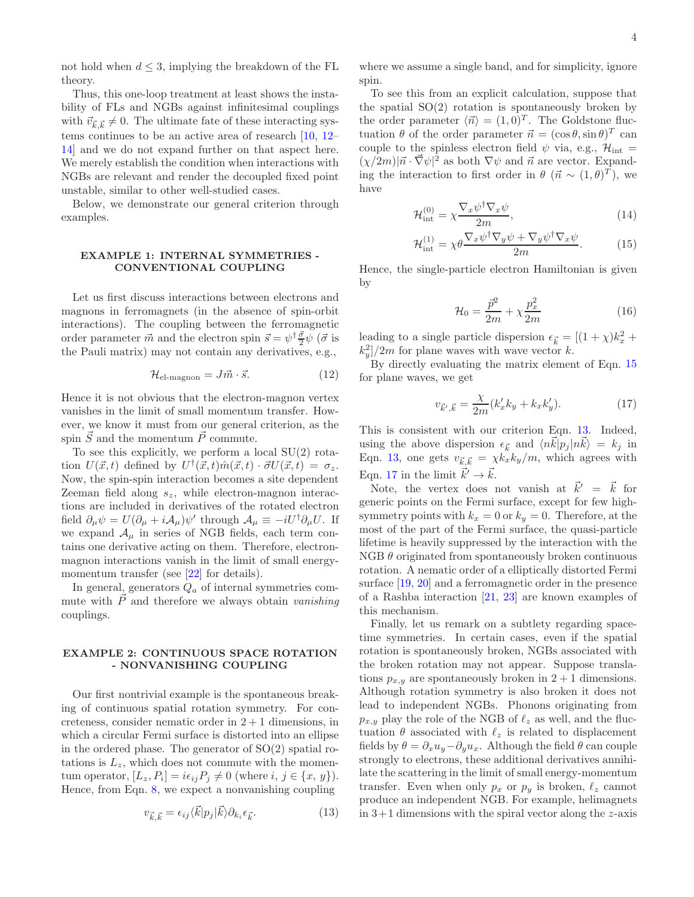not hold when $d \leq 3$, implying the breakdown of the FL theory.

Thus, this one-loop treatment at least shows the instability of FLs and NGBs against infinitesimal couplings with $\vec{v}_{\vec{k},\vec{k}} \neq 0$. The ultimate fate of these interacting systems continues to be an active area of research [10, 12–14] and we do not expand further on that aspect here. We merely establish the condition when interactions with NGBs are relevant and render the decoupled fixed point unstable, similar to other well-studied cases.

Below, we demonstrate our general criterion through examples.

## EXAMPLE 1: INTERNAL SYMMETRIES - CONVENTIONAL COUPLING

Let us first discuss interactions between electrons and magnons in ferromagnets (in the absence of spin-orbit interactions). The coupling between the ferromagnetic order parameter $\vec{m}$ and the electron spin $\vec{s} = \psi^\dagger \frac{\vec{\sigma}}{2} \psi$ ($\vec{\sigma}$ is the Pauli matrix) may not contain any derivatives, e.g.,

$$\mathcal{H}_{\text{el-magnon}} = J \vec{m} \cdot \vec{s}. \tag{12}$$

Hence it is not obvious that the electron-magnon vertex vanishes in the limit of small momentum transfer. However, we know it must from our general criterion, as the spin $\vec{S}$ and the momentum $\vec{P}$ commute.

To see this explicitly, we perform a local SU(2) rotation $U(\vec{x}, t)$ defined by $U^\dagger(\vec{x}, t) \hat{m}(\vec{x}, t) \cdot \vec{\sigma} U(\vec{x}, t) = \sigma_z$. Now, the spin-spin interaction becomes a site dependent Zeeman field along $s_z$, while electron-magnon interactions are included in derivatives of the rotated electron field $\partial_\mu \psi = U(\partial_\mu + i\mathcal{A}_\mu)\psi'$ through $\mathcal{A}_\mu \equiv -iU^\dagger \partial_\mu U$. If we expand $\mathcal{A}_\mu$ in series of NGB fields, each term contains one derivative acting on them. Therefore, electron-magnon interactions vanish in the limit of small energy-momentum transfer (see [22] for details).

In general, generators $Q_a$ of internal symmetries commute with $\vec{P}$ and therefore we always obtain *vanishing* couplings.

## EXAMPLE 2: CONTINUOUS SPACE ROTATION - NONVANISHING COUPLING

Our first nontrivial example is the spontaneous breaking of continuous spatial rotation symmetry. For concreteness, consider nematic order in $2+1$ dimensions, in which a circular Fermi surface is distorted into an ellipse in the ordered phase. The generator of SO(2) spatial rotations is $L_z$, which does not commute with the momentum operator, $[L_z, P_i] = i\epsilon_{ij} P_j \neq 0$ (where $i, j \in \{x, y\}$). Hence, from Eqn. 8, we expect a nonvanishing coupling

$$v_{\vec{k},\vec{k}} = \epsilon_{ij} \langle \vec{k} | p_j | \vec{k} \rangle \partial_{k_i} \epsilon_{\vec{k}}. \tag{13}$$

where we assume a single band, and for simplicity, ignore spin.

To see this from an explicit calculation, suppose that the spatial SO(2) rotation is spontaneously broken by the order parameter $\langle \vec{n} \rangle = (1, 0)^T$. The Goldstone fluctuation $\theta$ of the order parameter $\vec{n} = (\cos\theta, \sin\theta)^T$ can couple to the spinless electron field $\psi$ via, e.g., $\mathcal{H}_{\text{int}} = (\chi/2m)|\vec{n} \cdot \vec{\nabla}\psi|^2$ as both $\nabla\psi$ and $\vec{n}$ are vector. Expanding the interaction to first order in $\theta$ ($\vec{n} \sim (1, \theta)^T$), we have

$$\mathcal{H}_{\text{int}}^{(0)} = \chi \frac{\nabla_x \psi^\dagger \nabla_x \psi}{2m}, \tag{14}$$

$$\mathcal{H}_{\text{int}}^{(1)} = \chi\theta \frac{\nabla_x \psi^\dagger \nabla_y \psi + \nabla_y \psi^\dagger \nabla_x \psi}{2m}. \tag{15}$$

Hence, the single-particle electron Hamiltonian is given by

$$\mathcal{H}_0 = \frac{\vec{p}^2}{2m} + \chi \frac{p_x^2}{2m} \tag{16}$$

leading to a single particle dispersion $\epsilon_{\vec{k}} = [(1+\chi)k_x^2 + k_y^2]/2m$ for plane waves with wave vector $k$.

By directly evaluating the matrix element of Eqn. 15 for plane waves, we get

$$v_{\vec{k}',\vec{k}} = \frac{\chi}{2m}(k'_x k_y + k_x k'_y). \tag{17}$$

This is consistent with our criterion Eqn. 13. Indeed, using the above dispersion $\epsilon_{\vec{k}}$ and $\langle n\vec{k} | p_j | n\vec{k} \rangle = k_j$ in Eqn. 13, one gets $v_{\vec{k},\vec{k}} = \chi k_x k_y / m$, which agrees with Eqn. 17 in the limit $\vec{k}' \to \vec{k}$.

Note, the vertex does not vanish at $\vec{k}' = \vec{k}$ for generic points on the Fermi surface, except for few high-symmetry points with $k_x = 0$ or $k_y = 0$. Therefore, at the most of the part of the Fermi surface, the quasi-particle lifetime is heavily suppressed by the interaction with the NGB $\theta$ originated from spontaneously broken continuous rotation. A nematic order of a elliptically distorted Fermi surface [19, 20] and a ferromagnetic order in the presence of a Rashba interaction [21, 23] are known examples of this mechanism.

Finally, let us remark on a subtlety regarding space-time symmetries. In certain cases, even if the spatial rotation is spontaneously broken, NGBs associated with the broken rotation may not appear. Suppose translations $p_{x,y}$ are spontaneously broken in $2+1$ dimensions. Although rotation symmetry is also broken it does not lead to independent NGBs. Phonons originating from $p_{x,y}$ play the role of the NGB of $\ell_z$ as well, and the fluctuation $\theta$ associated with $\ell_z$ is related to displacement fields by $\theta = \partial_x u_y - \partial_y u_x$. Although the field $\theta$ can couple strongly to electrons, these additional derivatives annihilate the scattering in the limit of small energy-momentum transfer. Even when only $p_x$ or $p_y$ is broken, $\ell_z$ cannot produce an independent NGB. For example, helimagnets in $3+1$ dimensions with the spiral vector along the $z$-axis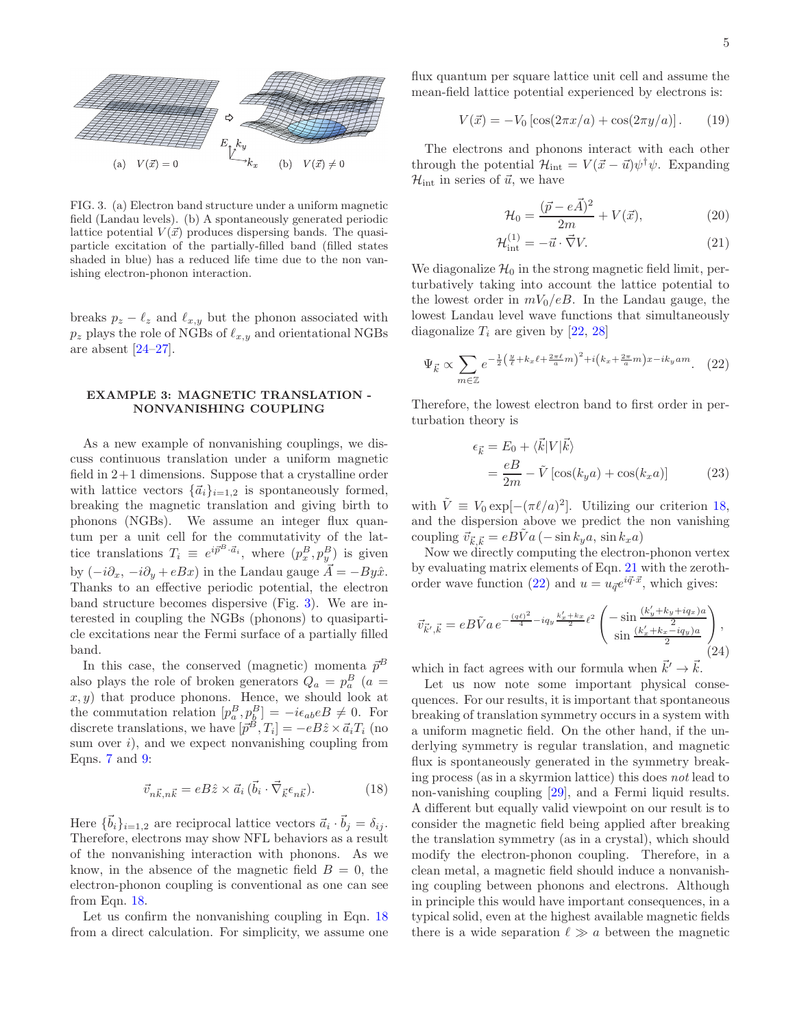FIG. 3. (a) Electron band structure under a uniform magnetic field (Landau levels). (b) A spontaneously generated periodic lattice potential $V(\vec{x})$ produces dispersing bands. The quasiparticle excitation of the partially-filled band (filled states shaded in blue) has a reduced life time due to the non vanishing electron-phonon interaction.

breaks $p_z - \ell_z$ and $\ell_{x,y}$ but the phonon associated with $p_z$ plays the role of NGBs of $\ell_{x,y}$ and orientational NGBs are absent [24–27].

## EXAMPLE 3: MAGNETIC TRANSLATION - NONVANISHING COUPLING

As a new example of nonvanishing couplings, we discuss continuous translation under a uniform magnetic field in 2+1 dimensions. Suppose that a crystalline order with lattice vectors $\{\vec{a}_i\}_{i=1,2}$ is spontaneously formed, breaking the magnetic translation and giving birth to phonons (NGBs). We assume an integer flux quantum per a unit cell for the commutativity of the lattice translations $T_i \equiv e^{i\vec{p}^B\cdot\vec{a}_i}$, where $(p^B_x, p^B_y)$ is given by $(-i\partial_x, -i\partial_y + eBx)$ in the Landau gauge $\vec{A} = -By\hat{x}$. Thanks to an effective periodic potential, the electron band structure becomes dispersive (Fig. 3). We are interested in coupling the NGBs (phonons) to quasiparticle excitations near the Fermi surface of a partially filled band.

In this case, the conserved (magnetic) momenta $\vec{p}^B$ also plays the role of broken generators $Q_a = p^B_a$ ($a = x, y$) that produce phonons. Hence, we should look at the commutation relation $[p^B_a, p^B_b] = -i\epsilon_{ab}eB \neq 0$. For discrete translations, we have $[\vec{p}^B, T_i] = -eB\hat{z}\times\vec{a}_iT_i$ (no sum over $i$), and we expect nonvanishing coupling from Eqns. 7 and 9:

$$\vec{v}_{n\vec{k},n\vec{k}} = eB\hat{z}\times\vec{a}_i\,(\vec{b}_i\cdot\vec{\nabla}_{\vec{k}}\epsilon_{n\vec{k}}). \tag{18}$$

Here $\{\vec{b}_i\}_{i=1,2}$ are reciprocal lattice vectors $\vec{a}_i\cdot\vec{b}_j = \delta_{ij}$. Therefore, electrons may show NFL behaviors as a result of the nonvanishing interaction with phonons. As we know, in the absence of the magnetic field $B = 0$, the electron-phonon coupling is conventional as one can see from Eqn. 18.

Let us confirm the nonvanishing coupling in Eqn. 18 from a direct calculation. For simplicity, we assume one flux quantum per square lattice unit cell and assume the mean-field lattice potential experienced by electrons is:

$$V(\vec{x}) = -V_0\left[\cos(2\pi x/a) + \cos(2\pi y/a)\right]. \tag{19}$$

The electrons and phonons interact with each other through the potential $\mathcal{H}_{\rm int} = V(\vec{x}-\vec{u})\psi^\dagger\psi$. Expanding $\mathcal{H}_{\rm int}$ in series of $\vec{u}$, we have

$$\mathcal{H}_0 = \frac{(\vec{p}-e\vec{A})^2}{2m} + V(\vec{x}), \tag{20}$$

$$\mathcal{H}^{(1)}_{\rm int} = -\vec{u}\cdot\vec{\nabla}V. \tag{21}$$

We diagonalize $\mathcal{H}_0$ in the strong magnetic field limit, perturbatively taking into account the lattice potential to the lowest order in $mV_0/eB$. In the Landau gauge, the lowest Landau level wave functions that simultaneously diagonalize $T_i$ are given by [22, 28]

$$\Psi_{\vec{k}} \propto \sum_{m\in\mathbb{Z}} e^{-\frac{1}{2}\left(\frac{y}{\ell}+k_x\ell+\frac{2\pi\ell}{a}m\right)^2 + i\left(k_x+\frac{2\pi}{a}m\right)x - ik_yam}. \tag{22}$$

Therefore, the lowest electron band to first order in perturbation theory is

$$\begin{aligned}\epsilon_{\vec{k}} &= E_0 + \langle\vec{k}|V|\vec{k}\rangle \\ &= \frac{eB}{2m} - \tilde{V}\left[\cos(k_ya) + \cos(k_xa)\right]\end{aligned} \tag{23}$$

with $\tilde{V} \equiv V_0\exp[-(\pi\ell/a)^2]$. Utilizing our criterion 18, and the dispersion above we predict the non vanishing coupling $\vec{v}_{\vec{k},\vec{k}} = eB\tilde{V}a\,(-\sin k_ya, \sin k_xa)$

Now we directly computing the electron-phonon vertex by evaluating matrix elements of Eqn. 21 with the zeroth-order wave function (22) and $u = u_{\vec{q}}e^{i\vec{q}\cdot\vec{x}}$, which gives:

$$\vec{v}_{\vec{k}',\vec{k}} = eB\tilde{V}a\,e^{-\frac{(q\ell)^2}{4} - iq_y\frac{k'_x+k_x}{2}\ell^2}\begin{pmatrix}-\sin\frac{(k'_y+k_y+iq_x)a}{2}\\ \sin\frac{(k'_x+k_x-iq_y)a}{2}\end{pmatrix}, \tag{24}$$

which in fact agrees with our formula when $\vec{k}'\to\vec{k}$.

Let us now note some important physical consequences. For our results, it is important that spontaneous breaking of translation symmetry occurs in a system with a uniform magnetic field. On the other hand, if the underlying symmetry is regular translation, and magnetic flux is spontaneously generated in the symmetry breaking process (as in a skyrmion lattice) this does *not* lead to non-vanishing coupling [29], and a Fermi liquid results. A different but equally valid viewpoint on our result is to consider the magnetic field being applied after breaking the translation symmetry (as in a crystal), which should modify the electron-phonon coupling. Therefore, in a clean metal, a magnetic field should induce a nonvanishing coupling between phonons and electrons. Although in principle this would have important consequences, in a typical solid, even at the highest available magnetic fields there is a wide separation $\ell \gg a$ between the magnetic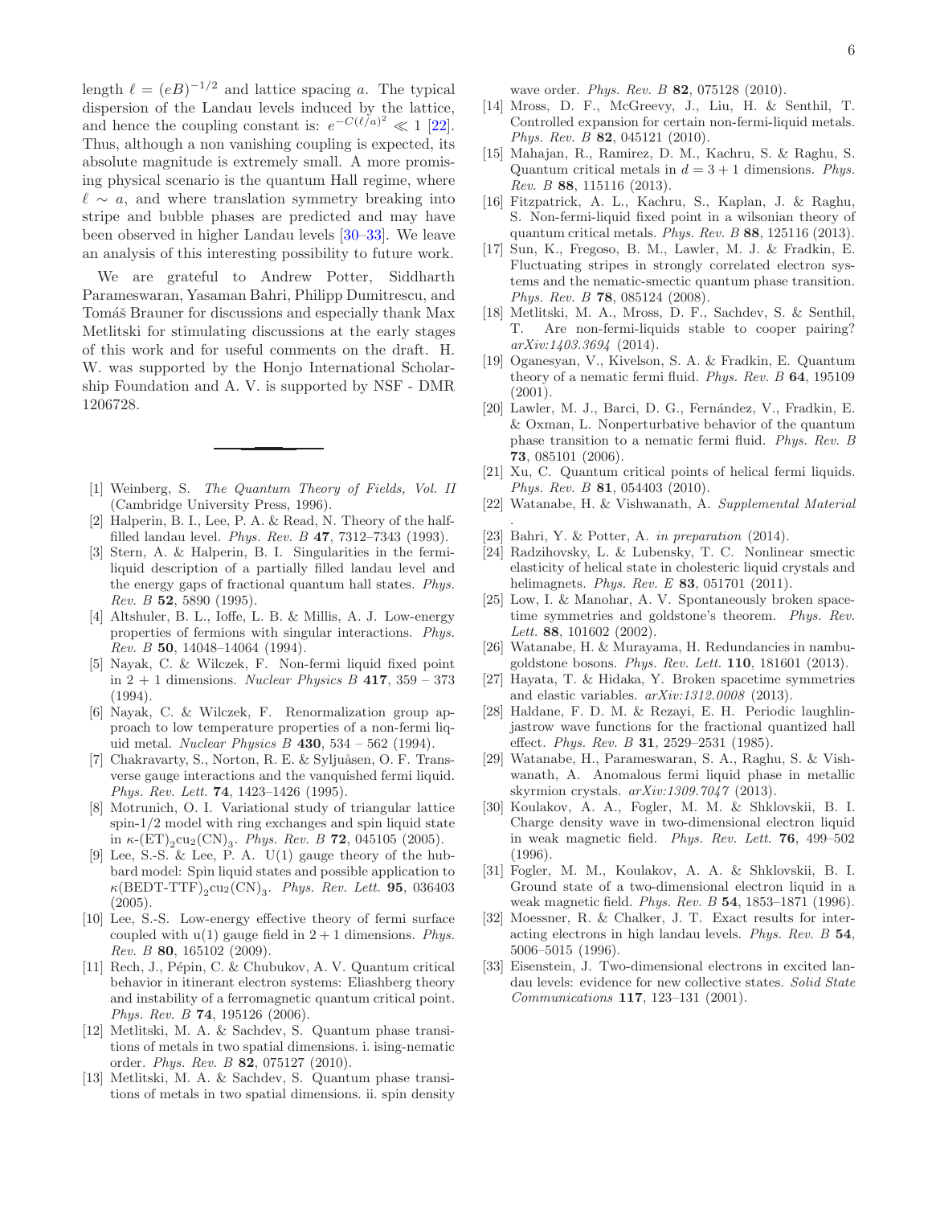length $\ell = (eB)^{-1/2}$ and lattice spacing $a$. The typical dispersion of the Landau levels induced by the lattice, and hence the coupling constant is: $e^{-C(\ell/a)^2} \ll 1$ [22]. Thus, although a non vanishing coupling is expected, its absolute magnitude is extremely small. A more promising physical scenario is the quantum Hall regime, where $\ell \sim a$, and where translation symmetry breaking into stripe and bubble phases are predicted and may have been observed in higher Landau levels [30–33]. We leave an analysis of this interesting possibility to future work.

We are grateful to Andrew Potter, Siddharth Parameswaran, Yasaman Bahri, Philipp Dumitrescu, and Tomáš Brauner for discussions and especially thank Max Metlitski for stimulating discussions at the early stages of this work and for useful comments on the draft. H. W. was supported by the Honjo International Scholarship Foundation and A. V. is supported by NSF - DMR 1206728.

---

[1] Weinberg, S. *The Quantum Theory of Fields, Vol. II* (Cambridge University Press, 1996).

[2] Halperin, B. I., Lee, P. A. & Read, N. Theory of the half-filled landau level. *Phys. Rev. B* **47**, 7312–7343 (1993).

[3] Stern, A. & Halperin, B. I. Singularities in the fermi-liquid description of a partially filled landau level and the energy gaps of fractional quantum hall states. *Phys. Rev. B* **52**, 5890 (1995).

[4] Altshuler, B. L., Ioffe, L. B. & Millis, A. J. Low-energy properties of fermions with singular interactions. *Phys. Rev. B* **50**, 14048–14064 (1994).

[5] Nayak, C. & Wilczek, F. Non-fermi liquid fixed point in 2 + 1 dimensions. *Nuclear Physics B* **417**, 359 – 373 (1994).

[6] Nayak, C. & Wilczek, F. Renormalization group approach to low temperature properties of a non-fermi liquid metal. *Nuclear Physics B* **430**, 534 – 562 (1994).

[7] Chakravarty, S., Norton, R. E. & Syljuåsen, O. F. Transverse gauge interactions and the vanquished fermi liquid. *Phys. Rev. Lett.* **74**, 1423–1426 (1995).

[8] Motrunich, O. I. Variational study of triangular lattice spin-1/2 model with ring exchanges and spin liquid state in $\kappa$-$(\mathrm{ET})_2\mathrm{cu}_2(\mathrm{CN})_3$. *Phys. Rev. B* **72**, 045105 (2005).

[9] Lee, S.-S. & Lee, P. A. U(1) gauge theory of the hubbard model: Spin liquid states and possible application to $\kappa(\mathrm{BEDT\text{-}TTF})_2\mathrm{cu}_2(\mathrm{CN})_3$. *Phys. Rev. Lett.* **95**, 036403 (2005).

[10] Lee, S.-S. Low-energy effective theory of fermi surface coupled with u(1) gauge field in 2 + 1 dimensions. *Phys. Rev. B* **80**, 165102 (2009).

[11] Rech, J., Pépin, C. & Chubukov, A. V. Quantum critical behavior in itinerant electron systems: Eliashberg theory and instability of a ferromagnetic quantum critical point. *Phys. Rev. B* **74**, 195126 (2006).

[12] Metlitski, M. A. & Sachdev, S. Quantum phase transitions of metals in two spatial dimensions. i. ising-nematic order. *Phys. Rev. B* **82**, 075127 (2010).

[13] Metlitski, M. A. & Sachdev, S. Quantum phase transitions of metals in two spatial dimensions. ii. spin density wave order. *Phys. Rev. B* **82**, 075128 (2010).

[14] Mross, D. F., McGreevy, J., Liu, H. & Senthil, T. Controlled expansion for certain non-fermi-liquid metals. *Phys. Rev. B* **82**, 045121 (2010).

[15] Mahajan, R., Ramirez, D. M., Kachru, S. & Raghu, S. Quantum critical metals in $d = 3+1$ dimensions. *Phys. Rev. B* **88**, 115116 (2013).

[16] Fitzpatrick, A. L., Kachru, S., Kaplan, J. & Raghu, S. Non-fermi-liquid fixed point in a wilsonian theory of quantum critical metals. *Phys. Rev. B* **88**, 125116 (2013).

[17] Sun, K., Fregoso, B. M., Lawler, M. J. & Fradkin, E. Fluctuating stripes in strongly correlated electron systems and the nematic-smectic quantum phase transition. *Phys. Rev. B* **78**, 085124 (2008).

[18] Metlitski, M. A., Mross, D. F., Sachdev, S. & Senthil, T. Are non-fermi-liquids stable to cooper pairing? *arXiv:1403.3694* (2014).

[19] Oganesyan, V., Kivelson, S. A. & Fradkin, E. Quantum theory of a nematic fermi fluid. *Phys. Rev. B* **64**, 195109 (2001).

[20] Lawler, M. J., Barci, D. G., Fernández, V., Fradkin, E. & Oxman, L. Nonperturbative behavior of the quantum phase transition to a nematic fermi fluid. *Phys. Rev. B* **73**, 085101 (2006).

[21] Xu, C. Quantum critical points of helical fermi liquids. *Phys. Rev. B* **81**, 054403 (2010).

[22] Watanabe, H. & Vishwanath, A. *Supplemental Material* .

[23] Bahri, Y. & Potter, A. *in preparation* (2014).

[24] Radzihovsky, L. & Lubensky, T. C. Nonlinear smectic elasticity of helical state in cholesteric liquid crystals and helimagnets. *Phys. Rev. E* **83**, 051701 (2011).

[25] Low, I. & Manohar, A. V. Spontaneously broken spacetime symmetries and goldstone's theorem. *Phys. Rev. Lett.* **88**, 101602 (2002).

[26] Watanabe, H. & Murayama, H. Redundancies in nambu-goldstone bosons. *Phys. Rev. Lett.* **110**, 181601 (2013).

[27] Hayata, T. & Hidaka, Y. Broken spacetime symmetries and elastic variables. *arXiv:1312.0008* (2013).

[28] Haldane, F. D. M. & Rezayi, E. H. Periodic laughlin-jastrow wave functions for the fractional quantized hall effect. *Phys. Rev. B* **31**, 2529–2531 (1985).

[29] Watanabe, H., Parameswaran, S. A., Raghu, S. & Vishwanath, A. Anomalous fermi liquid phase in metallic skyrmion crystals. *arXiv:1309.7047* (2013).

[30] Koulakov, A. A., Fogler, M. M. & Shklovskii, B. I. Charge density wave in two-dimensional electron liquid in weak magnetic field. *Phys. Rev. Lett.* **76**, 499–502 (1996).

[31] Fogler, M. M., Koulakov, A. A. & Shklovskii, B. I. Ground state of a two-dimensional electron liquid in a weak magnetic field. *Phys. Rev. B* **54**, 1853–1871 (1996).

[32] Moessner, R. & Chalker, J. T. Exact results for interacting electrons in high landau levels. *Phys. Rev. B* **54**, 5006–5015 (1996).

[33] Eisenstein, J. Two-dimensional electrons in excited landau levels: evidence for new collective states. *Solid State Communications* **117**, 123–131 (2001).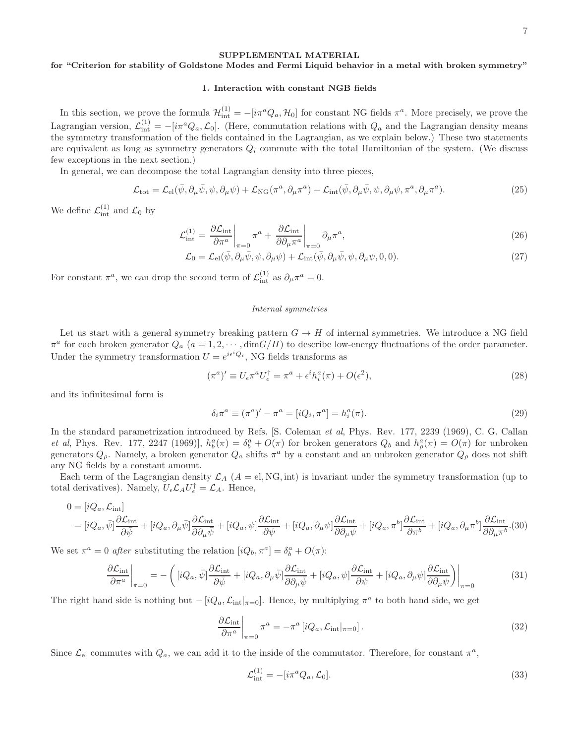## SUPPLEMENTAL MATERIAL

### for "Criterion for stability of Goldstone Modes and Fermi Liquid behavior in a metal with broken symmetry"

#### 1. Interaction with constant NGB fields

In this section, we prove the formula $\mathcal{H}_{\rm int}^{(1)} = -[i\pi^a Q_a, \mathcal{H}_0]$ for constant NG fields $\pi^a$. More precisely, we prove the Lagrangian version, $\mathcal{L}_{\rm int}^{(1)} = -[i\pi^a Q_a, \mathcal{L}_0]$. (Here, commutation relations with $Q_a$ and the Lagrangian density means the symmetry transformation of the fields contained in the Lagrangian, as we explain below.) These two statements are equivalent as long as symmetry generators $Q_i$ commute with the total Hamiltonian of the system. (We discuss few exceptions in the next section.)

In general, we can decompose the total Lagrangian density into three pieces,

$$\mathcal{L}_{\rm tot} = \mathcal{L}_{\rm el}(\bar{\psi}, \partial_\mu \bar{\psi}, \psi, \partial_\mu \psi) + \mathcal{L}_{\rm NG}(\pi^a, \partial_\mu \pi^a) + \mathcal{L}_{\rm int}(\bar{\psi}, \partial_\mu \bar{\psi}, \psi, \partial_\mu \psi, \pi^a, \partial_\mu \pi^a). \tag{25}$$

We define $\mathcal{L}_{\rm int}^{(1)}$ and $\mathcal{L}_0$ by

$$\mathcal{L}_{\rm int}^{(1)} = \left.\frac{\partial \mathcal{L}_{\rm int}}{\partial \pi^a}\right|_{\pi=0} \pi^a + \left.\frac{\partial \mathcal{L}_{\rm int}}{\partial \partial_\mu \pi^a}\right|_{\pi=0} \partial_\mu \pi^a, \tag{26}$$

$$\mathcal{L}_0 = \mathcal{L}_{\rm el}(\bar{\psi}, \partial_\mu \bar{\psi}, \psi, \partial_\mu \psi) + \mathcal{L}_{\rm int}(\bar{\psi}, \partial_\mu \bar{\psi}, \psi, \partial_\mu \psi, 0, 0). \tag{27}$$

For constant $\pi^a$, we can drop the second term of $\mathcal{L}_{\rm int}^{(1)}$ as $\partial_\mu \pi^a = 0$.

*Internal symmetries*

Let us start with a general symmetry breaking pattern $G \to H$ of internal symmetries. We introduce a NG field $\pi^a$ for each broken generator $Q_a$ $(a = 1, 2, \cdots, \dim G/H)$ to describe low-energy fluctuations of the order parameter. Under the symmetry transformation $U = e^{i\epsilon^i Q_i}$, NG fields transforms as

$$(\pi^a)' \equiv U_\epsilon \pi^a U_\epsilon^\dagger = \pi^a + \epsilon^i h_i^a(\pi) + O(\epsilon^2), \tag{28}$$

and its infinitesimal form is

$$\delta_i \pi^a \equiv (\pi^a)' - \pi^a = [iQ_i, \pi^a] = h_i^a(\pi). \tag{29}$$

In the standard parametrization introduced by Refs. [S. Coleman *et al*, Phys. Rev. 177, 2239 (1969), C. G. Callan *et al*, Phys. Rev. 177, 2247 (1969)], $h_b^a(\pi) = \delta_b^a + O(\pi)$ for broken generators $Q_b$ and $h_\rho^a(\pi) = O(\pi)$ for unbroken generators $Q_\rho$. Namely, a broken generator $Q_a$ shifts $\pi^a$ by a constant and an unbroken generator $Q_\rho$ does not shift any NG fields by a constant amount.

Each term of the Lagrangian density $\mathcal{L}_A$ $(A = \text{el}, \text{NG}, \text{int})$ is invariant under the symmetry transformation (up to total derivatives). Namely, $U_\epsilon \mathcal{L}_A U_\epsilon^\dagger = \mathcal{L}_A$. Hence,

$$\begin{aligned} 0 &= [iQ_a, \mathcal{L}_{\rm int}] \\ &= [iQ_a, \bar{\psi}]\frac{\partial \mathcal{L}_{\rm int}}{\partial \bar{\psi}} + [iQ_a, \partial_\mu \bar{\psi}]\frac{\partial \mathcal{L}_{\rm int}}{\partial \partial_\mu \bar{\psi}} + [iQ_a, \psi]\frac{\partial \mathcal{L}_{\rm int}}{\partial \psi} + [iQ_a, \partial_\mu \psi]\frac{\partial \mathcal{L}_{\rm int}}{\partial \partial_\mu \psi} + [iQ_a, \pi^b]\frac{\partial \mathcal{L}_{\rm int}}{\partial \pi^b} + [iQ_a, \partial_\mu \pi^b]\frac{\partial \mathcal{L}_{\rm int}}{\partial \partial_\mu \pi^b}. \end{aligned} \tag{30}$$

We set $\pi^a = 0$ *after* substituting the relation $[iQ_b, \pi^a] = \delta_b^a + O(\pi)$:

$$\left.\frac{\partial \mathcal{L}_{\rm int}}{\partial \pi^a}\right|_{\pi=0} = -\left( [iQ_a, \bar{\psi}]\frac{\partial \mathcal{L}_{\rm int}}{\partial \bar{\psi}} + [iQ_a, \partial_\mu \bar{\psi}]\frac{\partial \mathcal{L}_{\rm int}}{\partial \partial_\mu \bar{\psi}} + [iQ_a, \psi]\frac{\partial \mathcal{L}_{\rm int}}{\partial \psi} + [iQ_a, \partial_\mu \psi]\frac{\partial \mathcal{L}_{\rm int}}{\partial \partial_\mu \psi} \right)\Bigg|_{\pi=0} \tag{31}$$

The right hand side is nothing but $-[iQ_a, \mathcal{L}_{\rm int}|_{\pi=0}]$. Hence, by multiplying $\pi^a$ to both hand side, we get

$$\left.\frac{\partial \mathcal{L}_{\rm int}}{\partial \pi^a}\right|_{\pi=0} \pi^a = -\pi^a \left[iQ_a, \mathcal{L}_{\rm int}|_{\pi=0}\right]. \tag{32}$$

Since $\mathcal{L}_{\rm el}$ commutes with $Q_a$, we can add it to the inside of the commutator. Therefore, for constant $\pi^a$,

$$\mathcal{L}_{\rm int}^{(1)} = -[i\pi^a Q_a, \mathcal{L}_0]. \tag{33}$$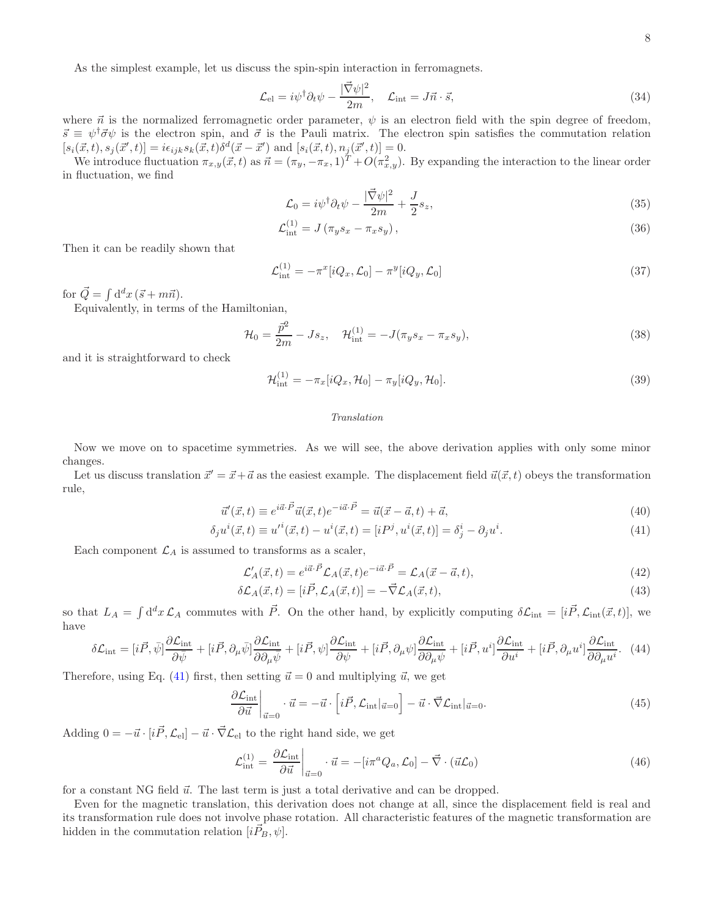As the simplest example, let us discuss the spin-spin interaction in ferromagnets.

$$\mathcal{L}_{\rm el} = i\psi^\dagger \partial_t \psi - \frac{|\vec{\nabla}\psi|^2}{2m}, \quad \mathcal{L}_{\rm int} = J\vec{n}\cdot\vec{s}, \tag{34}$$

where $\vec{n}$ is the normalized ferromagnetic order parameter, $\psi$ is an electron field with the spin degree of freedom, $\vec{s} \equiv \psi^\dagger\vec{\sigma}\psi$ is the electron spin, and $\vec{\sigma}$ is the Pauli matrix. The electron spin satisfies the commutation relation $[s_i(\vec{x},t), s_j(\vec{x}',t)] = i\epsilon_{ijk}s_k(\vec{x},t)\delta^d(\vec{x}-\vec{x}')$ and $[s_i(\vec{x},t), n_j(\vec{x}',t)] = 0$.

We introduce fluctuation $\pi_{x,y}(\vec{x},t)$ as $\vec{n} = (\pi_y, -\pi_x, 1)^T + O(\pi_{x,y}^2)$. By expanding the interaction to the linear order in fluctuation, we find

$$\mathcal{L}_0 = i\psi^\dagger \partial_t \psi - \frac{|\vec{\nabla}\psi|^2}{2m} + \frac{J}{2}s_z, \tag{35}$$

$$\mathcal{L}_{\rm int}^{(1)} = J\left(\pi_y s_x - \pi_x s_y\right), \tag{36}$$

Then it can be readily shown that

$$\mathcal{L}_{\rm int}^{(1)} = -\pi^x[iQ_x, \mathcal{L}_0] - \pi^y[iQ_y, \mathcal{L}_0] \tag{37}$$

for $\vec{Q} = \int \mathrm{d}^d x\,(\vec{s} + m\vec{n})$.

Equivalently, in terms of the Hamiltonian,

$$\mathcal{H}_0 = \frac{\vec{p}^2}{2m} - Js_z, \quad \mathcal{H}_{\rm int}^{(1)} = -J(\pi_y s_x - \pi_x s_y), \tag{38}$$

and it is straightforward to check

$$\mathcal{H}_{\rm int}^{(1)} = -\pi_x[iQ_x, \mathcal{H}_0] - \pi_y[iQ_y, \mathcal{H}_0]. \tag{39}$$

*Translation*

Now we move on to spacetime symmetries. As we will see, the above derivation applies with only some minor changes.

Let us discuss translation $\vec{x}' = \vec{x} + \vec{a}$ as the easiest example. The displacement field $\vec{u}(\vec{x},t)$ obeys the transformation rule,

$$\vec{u}'(\vec{x},t) \equiv e^{i\vec{a}\cdot\vec{P}}\vec{u}(\vec{x},t)e^{-i\vec{a}\cdot\vec{P}} = \vec{u}(\vec{x}-\vec{a},t) + \vec{a}, \tag{40}$$

$$\delta_j u^i(\vec{x},t) \equiv u'^i(\vec{x},t) - u^i(\vec{x},t) = [iP^j, u^i(\vec{x},t)] = \delta_j^i - \partial_j u^i. \tag{41}$$

Each component $\mathcal{L}_A$ is assumed to transforms as a scaler,

$$\mathcal{L}'_A(\vec{x},t) = e^{i\vec{a}\cdot\vec{P}}\mathcal{L}_A(\vec{x},t)e^{-i\vec{a}\cdot\vec{P}} = \mathcal{L}_A(\vec{x}-\vec{a},t), \tag{42}$$

$$\delta\mathcal{L}_A(\vec{x},t) = [i\vec{P}, \mathcal{L}_A(\vec{x},t)] = -\vec{\nabla}\mathcal{L}_A(\vec{x},t), \tag{43}$$

so that $L_A = \int \mathrm{d}^d x\,\mathcal{L}_A$ commutes with $\vec{P}$. On the other hand, by explicitly computing $\delta\mathcal{L}_{\rm int} = [i\vec{P}, \mathcal{L}_{\rm int}(\vec{x},t)]$, we have

$$\delta\mathcal{L}_{\rm int} = [i\vec{P},\bar{\psi}]\frac{\partial\mathcal{L}_{\rm int}}{\partial\bar{\psi}} + [i\vec{P},\partial_\mu\bar{\psi}]\frac{\partial\mathcal{L}_{\rm int}}{\partial\partial_\mu\bar{\psi}} + [i\vec{P},\psi]\frac{\partial\mathcal{L}_{\rm int}}{\partial\psi} + [i\vec{P},\partial_\mu\psi]\frac{\partial\mathcal{L}_{\rm int}}{\partial\partial_\mu\psi} + [i\vec{P},u^i]\frac{\partial\mathcal{L}_{\rm int}}{\partial u^i} + [i\vec{P},\partial_\mu u^i]\frac{\partial\mathcal{L}_{\rm int}}{\partial\partial_\mu u^i}. \tag{44}$$

Therefore, using Eq. (41) first, then setting $\vec{u} = 0$ and multiplying $\vec{u}$, we get

$$\left.\frac{\partial\mathcal{L}_{\rm int}}{\partial\vec{u}}\right|_{\vec{u}=0}\cdot\vec{u} = -\vec{u}\cdot\left[i\vec{P}, \mathcal{L}_{\rm int}|_{\vec{u}=0}\right] - \vec{u}\cdot\vec{\nabla}\mathcal{L}_{\rm int}|_{\vec{u}=0}. \tag{45}$$

Adding $0 = -\vec{u}\cdot[i\vec{P},\mathcal{L}_{\rm el}] - \vec{u}\cdot\vec{\nabla}\mathcal{L}_{\rm el}$ to the right hand side, we get

$$\mathcal{L}_{\rm int}^{(1)} = \left.\frac{\partial\mathcal{L}_{\rm int}}{\partial\vec{u}}\right|_{\vec{u}=0}\cdot\vec{u} = -[i\pi^a Q_a, \mathcal{L}_0] - \vec{\nabla}\cdot(\vec{u}\mathcal{L}_0) \tag{46}$$

for a constant NG field $\vec{u}$. The last term is just a total derivative and can be dropped.

Even for the magnetic translation, this derivation does not change at all, since the displacement field is real and its transformation rule does not involve phase rotation. All characteristic features of the magnetic transformation are hidden in the commutation relation $[i\vec{P}_B, \psi]$.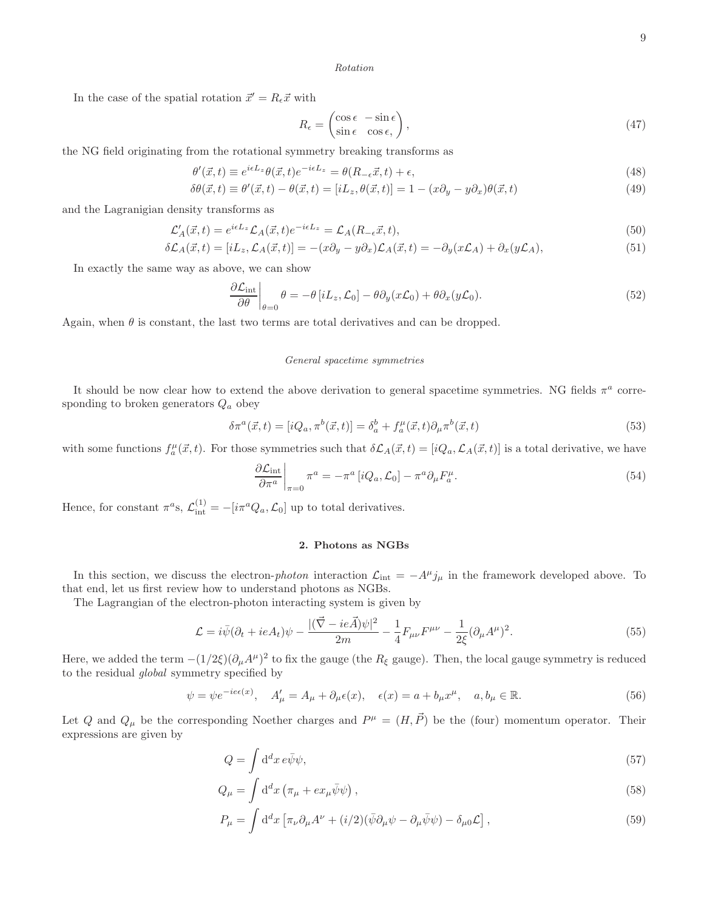*Rotation*

In the case of the spatial rotation $\vec{x}' = R_\epsilon \vec{x}$ with

$$R_\epsilon = \begin{pmatrix} \cos\epsilon & -\sin\epsilon \\ \sin\epsilon & \cos\epsilon, \end{pmatrix}, \tag{47}$$

the NG field originating from the rotational symmetry breaking transforms as

$$\theta'(\vec{x}, t) \equiv e^{i\epsilon L_z}\theta(\vec{x}, t)e^{-i\epsilon L_z} = \theta(R_{-\epsilon}\vec{x}, t) + \epsilon, \tag{48}$$

$$\delta\theta(\vec{x}, t) \equiv \theta'(\vec{x}, t) - \theta(\vec{x}, t) = [iL_z, \theta(\vec{x}, t)] = 1 - (x\partial_y - y\partial_x)\theta(\vec{x}, t) \tag{49}$$

and the Lagranigian density transforms as

$$\mathcal{L}'_A(\vec{x}, t) = e^{i\epsilon L_z}\mathcal{L}_A(\vec{x}, t)e^{-i\epsilon L_z} = \mathcal{L}_A(R_{-\epsilon}\vec{x}, t), \tag{50}$$

$$\delta\mathcal{L}_A(\vec{x}, t) = [iL_z, \mathcal{L}_A(\vec{x}, t)] = -(x\partial_y - y\partial_x)\mathcal{L}_A(\vec{x}, t) = -\partial_y(x\mathcal{L}_A) + \partial_x(y\mathcal{L}_A), \tag{51}$$

In exactly the same way as above, we can show

$$\left.\frac{\partial\mathcal{L}_{\text{int}}}{\partial\theta}\right|_{\theta=0}\theta = -\theta\,[iL_z, \mathcal{L}_0] - \theta\partial_y(x\mathcal{L}_0) + \theta\partial_x(y\mathcal{L}_0). \tag{52}$$

Again, when $\theta$ is constant, the last two terms are total derivatives and can be dropped.

*General spacetime symmetries*

It should be now clear how to extend the above derivation to general spacetime symmetries. NG fields $\pi^a$ corresponding to broken generators $Q_a$ obey

$$\delta\pi^a(\vec{x}, t) = [iQ_a, \pi^b(\vec{x}, t)] = \delta_a^b + f_a^\mu(\vec{x}, t)\partial_\mu\pi^b(\vec{x}, t) \tag{53}$$

with some functions $f_a^\mu(\vec{x}, t)$. For those symmetries such that $\delta\mathcal{L}_A(\vec{x}, t) = [iQ_a, \mathcal{L}_A(\vec{x}, t)]$ is a total derivative, we have

$$\left.\frac{\partial\mathcal{L}_{\text{int}}}{\partial\pi^a}\right|_{\pi=0}\pi^a = -\pi^a\,[iQ_a, \mathcal{L}_0] - \pi^a\partial_\mu F_a^\mu. \tag{54}$$

Hence, for constant $\pi^a$s, $\mathcal{L}_{\text{int}}^{(1)} = -[i\pi^a Q_a, \mathcal{L}_0]$ up to total derivatives.

## 2. Photons as NGBs

In this section, we discuss the electron-*photon* interaction $\mathcal{L}_{\text{int}} = -A^\mu j_\mu$ in the framework developed above. To that end, let us first review how to understand photons as NGBs.

The Lagrangian of the electron-photon interacting system is given by

$$\mathcal{L} = i\bar{\psi}(\partial_t + ieA_t)\psi - \frac{|(\vec{\nabla} - ie\vec{A})\psi|^2}{2m} - \frac{1}{4}F_{\mu\nu}F^{\mu\nu} - \frac{1}{2\xi}(\partial_\mu A^\mu)^2. \tag{55}$$

Here, we added the term $-(1/2\xi)(\partial_\mu A^\mu)^2$ to fix the gauge (the $R_\xi$ gauge). Then, the local gauge symmetry is reduced to the residual *global* symmetry specified by

$$\psi = \psi e^{-ie\epsilon(x)}, \quad A'_\mu = A_\mu + \partial_\mu\epsilon(x), \quad \epsilon(x) = a + b_\mu x^\mu, \quad a, b_\mu \in \mathbb{R}. \tag{56}$$

Let $Q$ and $Q_\mu$ be the corresponding Noether charges and $P^\mu = (H, \vec{P})$ be the (four) momentum operator. Their expressions are given by

$$Q = \int \mathrm{d}^d x\, e\bar{\psi}\psi, \tag{57}$$

$$Q_\mu = \int \mathrm{d}^d x\left(\pi_\mu + ex_\mu\bar{\psi}\psi\right), \tag{58}$$

$$P_\mu = \int \mathrm{d}^d x\left[\pi_\nu\partial_\mu A^\nu + (i/2)(\bar{\psi}\partial_\mu\psi - \partial_\mu\bar{\psi}\psi) - \delta_{\mu 0}\mathcal{L}\right], \tag{59}$$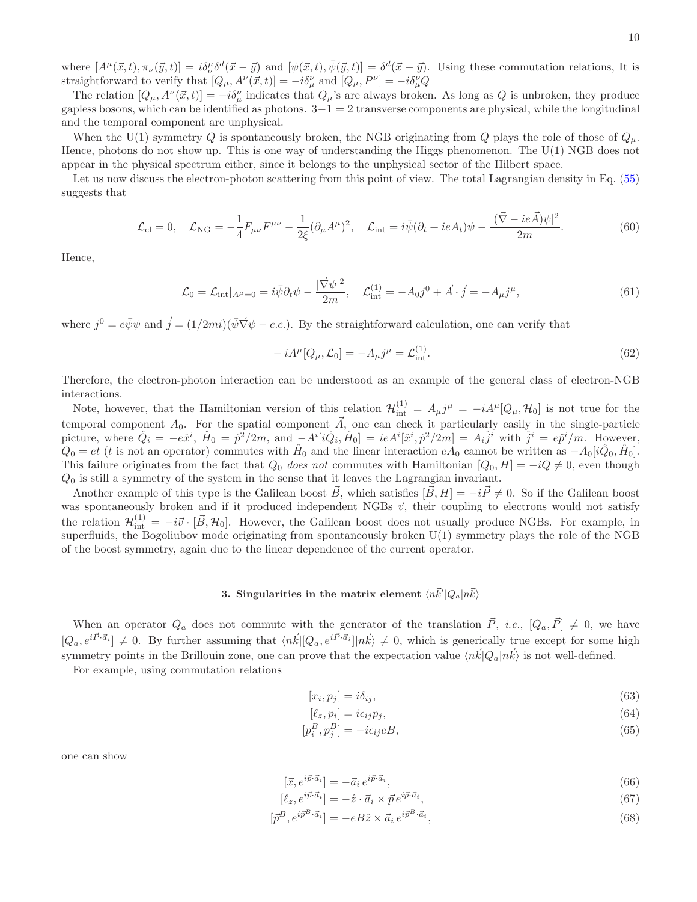where $[A^\mu(\vec{x},t), \pi_\nu(\vec{y},t)] = i\delta^\mu_\nu \delta^d(\vec{x}-\vec{y})$ and $[\psi(\vec{x},t), \bar{\psi}(\vec{y},t)] = \delta^d(\vec{x}-\vec{y})$. Using these commutation relations, It is straightforward to verify that $[Q_\mu, A^\nu(\vec{x},t)] = -i\delta^\nu_\mu$ and $[Q_\mu, P^\nu] = -i\delta^\nu_\mu Q$

The relation $[Q_\mu, A^\nu(\vec{x},t)] = -i\delta^\nu_\mu$ indicates that $Q_\mu$'s are always broken. As long as $Q$ is unbroken, they produce gapless bosons, which can be identified as photons. $3-1=2$ transverse components are physical, while the longitudinal and the temporal component are unphysical.

When the U(1) symmetry $Q$ is spontaneously broken, the NGB originating from $Q$ plays the role of those of $Q_\mu$. Hence, photons do not show up. This is one way of understanding the Higgs phenomenon. The U(1) NGB does not appear in the physical spectrum either, since it belongs to the unphysical sector of the Hilbert space.

Let us now discuss the electron-photon scattering from this point of view. The total Lagrangian density in Eq. (55) suggests that

$$\mathcal{L}_{\text{el}} = 0, \quad \mathcal{L}_{\text{NG}} = -\frac{1}{4}F_{\mu\nu}F^{\mu\nu} - \frac{1}{2\xi}(\partial_\mu A^\mu)^2, \quad \mathcal{L}_{\text{int}} = i\bar{\psi}(\partial_t + ieA_t)\psi - \frac{|(\vec{\nabla} - ie\vec{A})\psi|^2}{2m}. \tag{60}$$

Hence,

$$\mathcal{L}_0 = \mathcal{L}_{\text{int}}|_{A^\mu=0} = i\bar{\psi}\partial_t\psi - \frac{|\vec{\nabla}\psi|^2}{2m}, \quad \mathcal{L}^{(1)}_{\text{int}} = -A_0 j^0 + \vec{A}\cdot\vec{j} = -A_\mu j^\mu, \tag{61}$$

where $j^0 = e\bar{\psi}\psi$ and $\vec{j} = (1/2mi)(\bar{\psi}\vec{\nabla}\psi - c.c.)$. By the straightforward calculation, one can verify that

$$-iA^\mu[Q_\mu, \mathcal{L}_0] = -A_\mu j^\mu = \mathcal{L}^{(1)}_{\text{int}}. \tag{62}$$

Therefore, the electron-photon interaction can be understood as an example of the general class of electron-NGB interactions.

Note, however, that the Hamiltonian version of this relation $\mathcal{H}^{(1)}_{\text{int}} = A_\mu j^\mu = -iA^\mu[Q_\mu, \mathcal{H}_0]$ is not true for the temporal component $A_0$. For the spatial component $\vec{A}$, one can check it particularly easily in the single-particle picture, where $\hat{Q}_i = -e\hat{x}^i$, $\hat{H}_0 = \hat{p}^2/2m$, and $-A^i[i\hat{Q}_i, \hat{H}_0] = ieA^i[\hat{x}^i, \hat{p}^2/2m] = A_i\hat{j}^i$ with $\hat{j}^i = e\hat{p}^i/m$. However, $Q_0 = et$ ($t$ is not an operator) commutes with $\hat{H}_0$ and the linear interaction $eA_0$ cannot be written as $-A_0[i\hat{Q}_0, \hat{H}_0]$. This failure originates from the fact that $Q_0$ *does not* commutes with Hamiltonian $[Q_0, H] = -iQ \neq 0$, even though $Q_0$ is still a symmetry of the system in the sense that it leaves the Lagrangian invariant.

Another example of this type is the Galilean boost $\vec{B}$, which satisfies $[\vec{B}, H] = -i\vec{P} \neq 0$. So if the Galilean boost was spontaneously broken and if it produced independent NGBs $\vec{v}$, their coupling to electrons would not satisfy the relation $\mathcal{H}^{(1)}_{\text{int}} = -i\vec{v}\cdot[\vec{B}, \mathcal{H}_0]$. However, the Galilean boost does not usually produce NGBs. For example, in superfluids, the Bogoliubov mode originating from spontaneously broken U(1) symmetry plays the role of the NGB of the boost symmetry, again due to the linear dependence of the current operator.

### 3. Singularities in the matrix element $\langle n\vec{k}'|Q_a|n\vec{k}\rangle$

When an operator $Q_a$ does not commute with the generator of the translation $\vec{P}$, *i.e.*, $[Q_a, \vec{P}] \neq 0$, we have $[Q_a, e^{i\vec{P}\cdot\vec{a}_i}] \neq 0$. By further assuming that $\langle n\vec{k}|[Q_a, e^{i\vec{P}\cdot\vec{a}_i}]|n\vec{k}\rangle \neq 0$, which is generically true except for some high symmetry points in the Brillouin zone, one can prove that the expectation value $\langle n\vec{k}|Q_a|n\vec{k}\rangle$ is not well-defined.

For example, using commutation relations

$$[x_i, p_j] = i\delta_{ij}, \tag{63}$$

$$[\ell_z, p_i] = i\epsilon_{ij}p_j, \tag{64}$$

$$[p^B_i, p^B_j] = -i\epsilon_{ij}eB, \tag{65}$$

one can show

$$[\vec{x}, e^{i\vec{p}\cdot\vec{a}_i}] = -\vec{a}_i\, e^{i\vec{p}\cdot\vec{a}_i}, \tag{66}$$

$$[\ell_z, e^{i\vec{p}\cdot\vec{a}_i}] = -\hat{z}\cdot\vec{a}_i\times\vec{p}\, e^{i\vec{p}\cdot\vec{a}_i}, \tag{67}$$

$$[\vec{p}^B, e^{i\vec{p}^B\cdot\vec{a}_i}] = -eB\hat{z}\times\vec{a}_i\, e^{i\vec{p}^B\cdot\vec{a}_i}, \tag{68}$$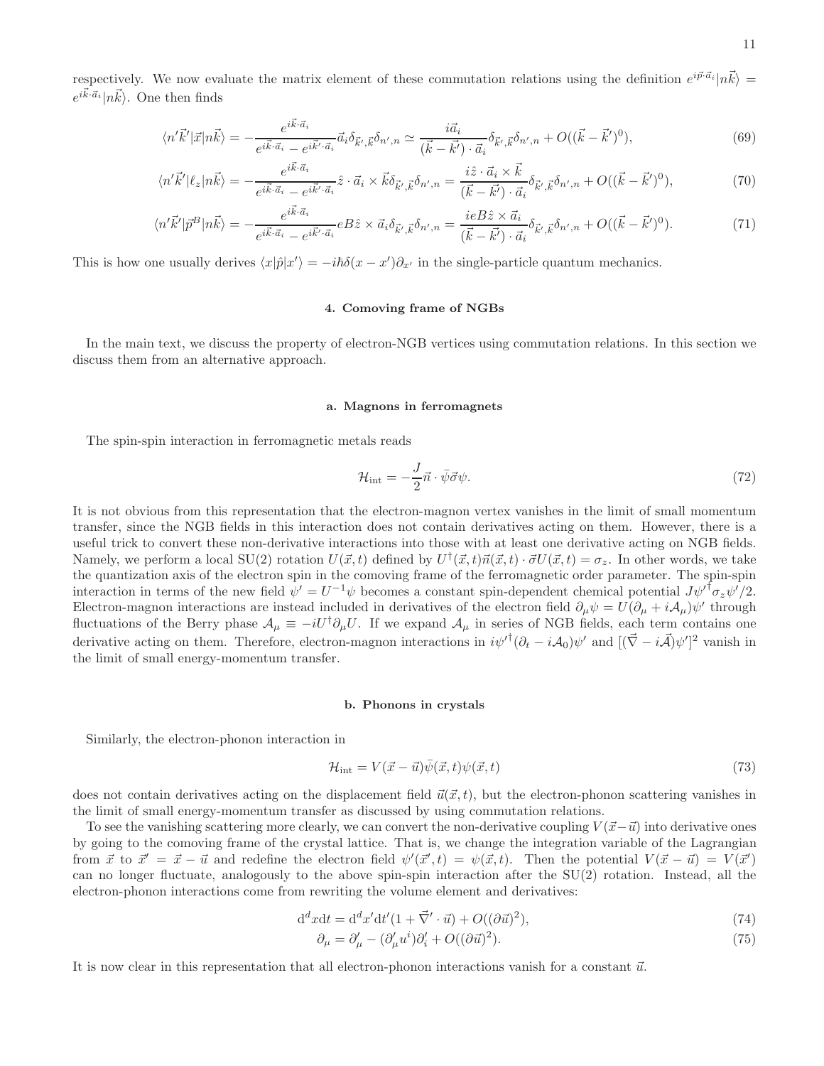respectively. We now evaluate the matrix element of these commutation relations using the definition $e^{i\vec{p}\cdot\vec{a}_i}|n\vec{k}\rangle = e^{i\vec{k}\cdot\vec{a}_i}|n\vec{k}\rangle$. One then finds

$$\langle n'\vec{k}'|\vec{x}|n\vec{k}\rangle = -\frac{e^{i\vec{k}\cdot\vec{a}_i}}{e^{i\vec{k}\cdot\vec{a}_i} - e^{i\vec{k}'\cdot\vec{a}_i}}\vec{a}_i\delta_{\vec{k}',\vec{k}}\delta_{n',n} \simeq \frac{i\vec{a}_i}{(\vec{k}-\vec{k}')\cdot\vec{a}_i}\delta_{\vec{k}',\vec{k}}\delta_{n',n} + O((\vec{k}-\vec{k}')^0), \tag{69}$$

$$\langle n'\vec{k}'|\ell_z|n\vec{k}\rangle = -\frac{e^{i\vec{k}\cdot\vec{a}_i}}{e^{i\vec{k}\cdot\vec{a}_i} - e^{i\vec{k}'\cdot\vec{a}_i}}\hat{z}\cdot\vec{a}_i\times\vec{k}\delta_{\vec{k}',\vec{k}}\delta_{n',n} = \frac{i\hat{z}\cdot\vec{a}_i\times\vec{k}}{(\vec{k}-\vec{k}')\cdot\vec{a}_i}\delta_{\vec{k}',\vec{k}}\delta_{n',n} + O((\vec{k}-\vec{k}')^0), \tag{70}$$

$$\langle n'\vec{k}'|\vec{p}^B|n\vec{k}\rangle = -\frac{e^{i\vec{k}\cdot\vec{a}_i}}{e^{i\vec{k}\cdot\vec{a}_i} - e^{i\vec{k}'\cdot\vec{a}_i}}eB\hat{z}\times\vec{a}_i\delta_{\vec{k}',\vec{k}}\delta_{n',n} = \frac{ieB\hat{z}\times\vec{a}_i}{(\vec{k}-\vec{k}')\cdot\vec{a}_i}\delta_{\vec{k}',\vec{k}}\delta_{n',n} + O((\vec{k}-\vec{k}')^0). \tag{71}$$

This is how one usually derives $\langle x|\hat{p}|x'\rangle = -i\hbar\delta(x-x')\partial_{x'}$ in the single-particle quantum mechanics.

### 4. Comoving frame of NGBs

In the main text, we discuss the property of electron-NGB vertices using commutation relations. In this section we discuss them from an alternative approach.

#### a. Magnons in ferromagnets

The spin-spin interaction in ferromagnetic metals reads

$$\mathcal{H}_{\text{int}} = -\frac{J}{2}\vec{n}\cdot\bar{\psi}\vec{\sigma}\psi. \tag{72}$$

It is not obvious from this representation that the electron-magnon vertex vanishes in the limit of small momentum transfer, since the NGB fields in this interaction does not contain derivatives acting on them. However, there is a useful trick to convert these non-derivative interactions into those with at least one derivative acting on NGB fields. Namely, we perform a local SU(2) rotation $U(\vec{x},t)$ defined by $U^\dagger(\vec{x},t)\vec{n}(\vec{x},t)\cdot\vec{\sigma}U(\vec{x},t) = \sigma_z$. In other words, we take the quantization axis of the electron spin in the comoving frame of the ferromagnetic order parameter. The spin-spin interaction in terms of the new field $\psi' = U^{-1}\psi$ becomes a constant spin-dependent chemical potential $J\psi'^\dagger\sigma_z\psi'/2$. Electron-magnon interactions are instead included in derivatives of the electron field $\partial_\mu\psi = U(\partial_\mu + i\mathcal{A}_\mu)\psi'$ through fluctuations of the Berry phase $\mathcal{A}_\mu \equiv -iU^\dagger\partial_\mu U$. If we expand $\mathcal{A}_\mu$ in series of NGB fields, each term contains one derivative acting on them. Therefore, electron-magnon interactions in $i\psi'^\dagger(\partial_t - i\mathcal{A}_0)\psi'$ and $[(\vec{\nabla} - i\vec{\mathcal{A}})\psi']^2$ vanish in the limit of small energy-momentum transfer.

#### b. Phonons in crystals

Similarly, the electron-phonon interaction in

$$\mathcal{H}_{\text{int}} = V(\vec{x}-\vec{u})\bar{\psi}(\vec{x},t)\psi(\vec{x},t) \tag{73}$$

does not contain derivatives acting on the displacement field $\vec{u}(\vec{x},t)$, but the electron-phonon scattering vanishes in the limit of small energy-momentum transfer as discussed by using commutation relations.

To see the vanishing scattering more clearly, we can convert the non-derivative coupling $V(\vec{x}-\vec{u})$ into derivative ones by going to the comoving frame of the crystal lattice. That is, we change the integration variable of the Lagrangian from $\vec{x}$ to $\vec{x}' = \vec{x} - \vec{u}$ and redefine the electron field $\psi'(\vec{x}',t) = \psi(\vec{x},t)$. Then the potential $V(\vec{x}-\vec{u}) = V(\vec{x}')$ can no longer fluctuate, analogously to the above spin-spin interaction after the SU(2) rotation. Instead, all the electron-phonon interactions come from rewriting the volume element and derivatives:

$$\mathrm{d}^d x\mathrm{d}t = \mathrm{d}^d x'\mathrm{d}t'(1 + \vec{\nabla}'\cdot\vec{u}) + O((\partial\vec{u})^2), \tag{74}$$

$$\partial_\mu = \partial'_\mu - (\partial'_\mu u^i)\partial'_i + O((\partial\vec{u})^2). \tag{75}$$

It is now clear in this representation that all electron-phonon interactions vanish for a constant $\vec{u}$.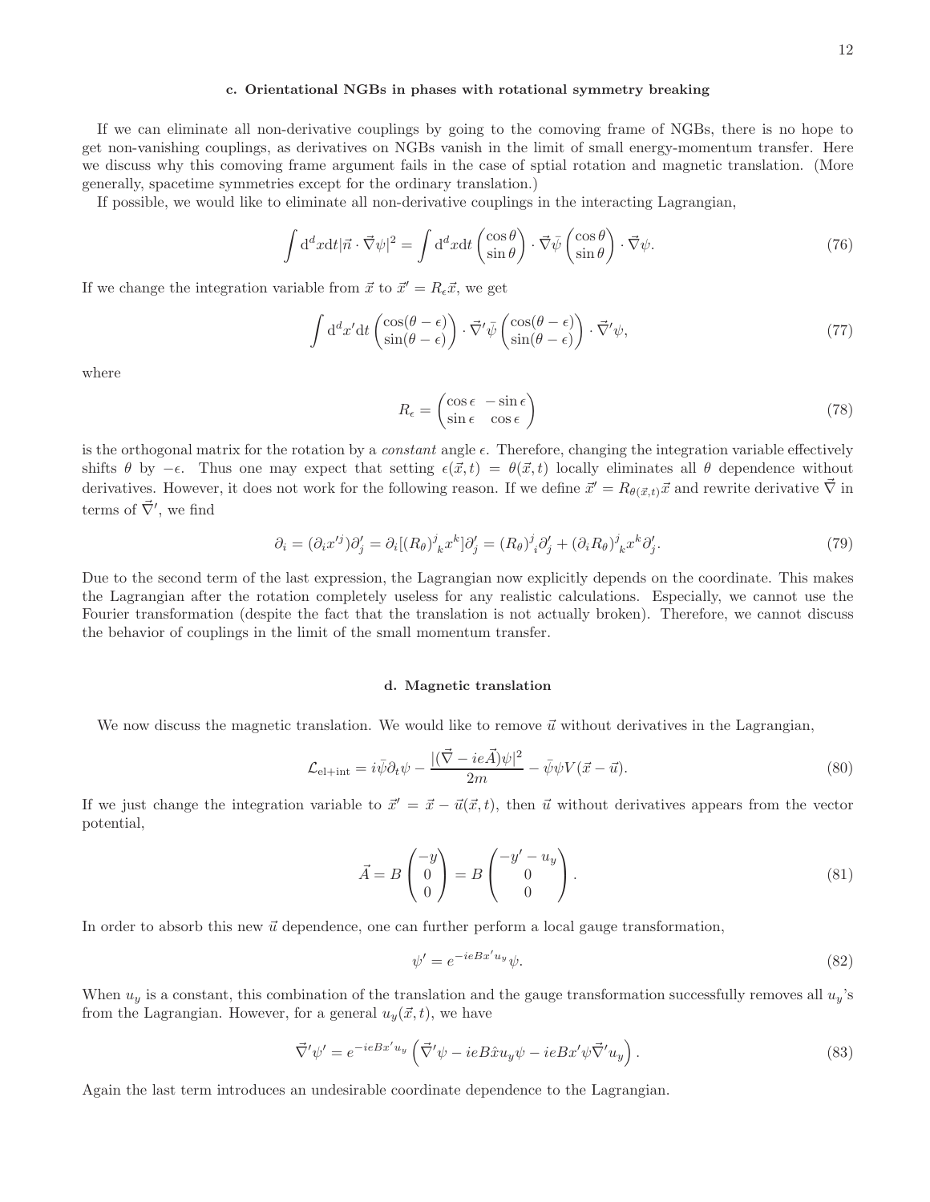#### c. Orientational NGBs in phases with rotational symmetry breaking

If we can eliminate all non-derivative couplings by going to the comoving frame of NGBs, there is no hope to get non-vanishing couplings, as derivatives on NGBs vanish in the limit of small energy-momentum transfer. Here we discuss why this comoving frame argument fails in the case of sptial rotation and magnetic translation. (More generally, spacetime symmetries except for the ordinary translation.)

If possible, we would like to eliminate all non-derivative couplings in the interacting Lagrangian,

$$\int \mathrm{d}^d x \mathrm{d}t |\vec{n}\cdot\vec{\nabla}\psi|^2 = \int \mathrm{d}^d x \mathrm{d}t \begin{pmatrix}\cos\theta\\ \sin\theta\end{pmatrix}\cdot\vec{\nabla}\bar{\psi}\begin{pmatrix}\cos\theta\\ \sin\theta\end{pmatrix}\cdot\vec{\nabla}\psi. \tag{76}$$

If we change the integration variable from $\vec{x}$ to $\vec{x}' = R_\epsilon \vec{x}$, we get

$$\int \mathrm{d}^d x' \mathrm{d}t \begin{pmatrix}\cos(\theta-\epsilon)\\ \sin(\theta-\epsilon)\end{pmatrix}\cdot\vec{\nabla}'\bar{\psi}\begin{pmatrix}\cos(\theta-\epsilon)\\ \sin(\theta-\epsilon)\end{pmatrix}\cdot\vec{\nabla}'\psi, \tag{77}$$

where

$$R_\epsilon = \begin{pmatrix}\cos\epsilon & -\sin\epsilon\\ \sin\epsilon & \cos\epsilon\end{pmatrix} \tag{78}$$

is the orthogonal matrix for the rotation by a *constant* angle $\epsilon$. Therefore, changing the integration variable effectively shifts $\theta$ by $-\epsilon$. Thus one may expect that setting $\epsilon(\vec{x},t) = \theta(\vec{x},t)$ locally eliminates all $\theta$ dependence without derivatives. However, it does not work for the following reason. If we define $\vec{x}' = R_{\theta(\vec{x},t)}\vec{x}$ and rewrite derivative $\vec{\nabla}$ in terms of $\vec{\nabla}'$, we find

$$\partial_i = (\partial_i x'^j)\partial'_j = \partial_i[(R_\theta)^j{}_k x^k]\partial'_j = (R_\theta)^j{}_i\partial'_j + (\partial_i R_\theta)^j{}_k x^k \partial'_j. \tag{79}$$

Due to the second term of the last expression, the Lagrangian now explicitly depends on the coordinate. This makes the Lagrangian after the rotation completely useless for any realistic calculations. Especially, we cannot use the Fourier transformation (despite the fact that the translation is not actually broken). Therefore, we cannot discuss the behavior of couplings in the limit of the small momentum transfer.

#### d. Magnetic translation

We now discuss the magnetic translation. We would like to remove $\vec{u}$ without derivatives in the Lagrangian,

$$\mathcal{L}_{\text{el+int}} = i\bar{\psi}\partial_t\psi - \frac{|(\vec{\nabla}-ie\vec{A})\psi|^2}{2m} - \bar{\psi}\psi V(\vec{x}-\vec{u}). \tag{80}$$

If we just change the integration variable to $\vec{x}' = \vec{x} - \vec{u}(\vec{x},t)$, then $\vec{u}$ without derivatives appears from the vector potential,

$$\vec{A} = B\begin{pmatrix}-y\\ 0\\ 0\end{pmatrix} = B\begin{pmatrix}-y'-u_y\\ 0\\ 0\end{pmatrix}. \tag{81}$$

In order to absorb this new $\vec{u}$ dependence, one can further perform a local gauge transformation,

$$\psi' = e^{-ieBx'u_y}\psi. \tag{82}$$

When $u_y$ is a constant, this combination of the translation and the gauge transformation successfully removes all $u_y$'s from the Lagrangian. However, for a general $u_y(\vec{x},t)$, we have

$$\vec{\nabla}'\psi' = e^{-ieBx'u_y}\left(\vec{\nabla}'\psi - ieB\hat{x}u_y\psi - ieBx'\psi\vec{\nabla}'u_y\right). \tag{83}$$

Again the last term introduces an undesirable coordinate dependence to the Lagrangian.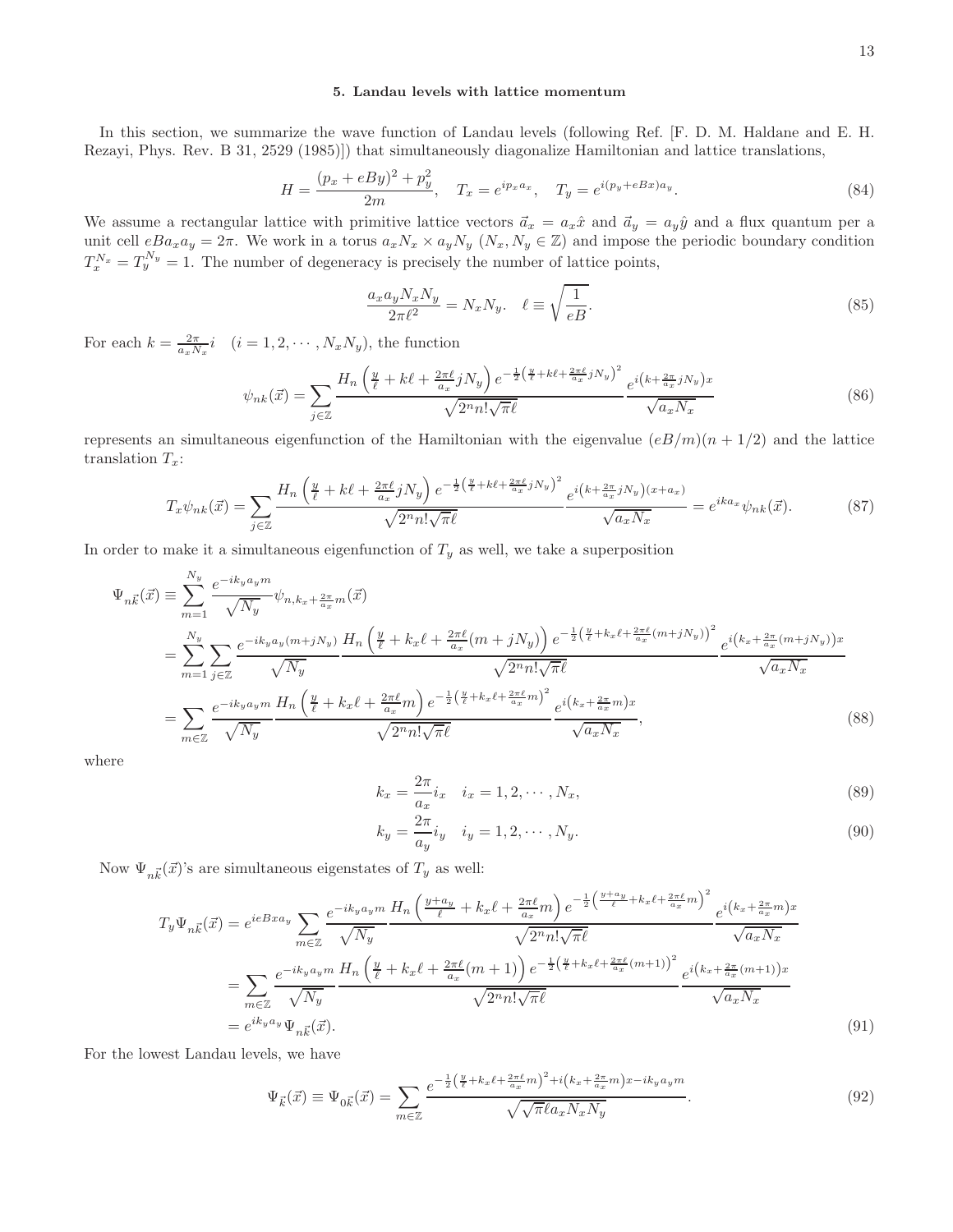### 5. Landau levels with lattice momentum

In this section, we summarize the wave function of Landau levels (following Ref. [F. D. M. Haldane and E. H. Rezayi, Phys. Rev. B 31, 2529 (1985)]) that simultaneously diagonalize Hamiltonian and lattice translations,

$$H = \frac{(p_x + eBy)^2 + p_y^2}{2m}, \quad T_x = e^{ip_x a_x}, \quad T_y = e^{i(p_y + eBx)a_y}. \tag{84}$$

We assume a rectangular lattice with primitive lattice vectors $\vec{a}_x = a_x\hat{x}$ and $\vec{a}_y = a_y\hat{y}$ and a flux quantum per a unit cell $eBa_xa_y = 2\pi$. We work in a torus $a_xN_x \times a_yN_y$ ($N_x, N_y \in \mathbb{Z}$) and impose the periodic boundary condition $T_x^{N_x} = T_y^{N_y} = 1$. The number of degeneracy is precisely the number of lattice points,

$$\frac{a_xa_yN_xN_y}{2\pi\ell^2} = N_xN_y. \quad \ell \equiv \sqrt{\frac{1}{eB}}. \tag{85}$$

For each $k = \frac{2\pi}{a_xN_x}i \quad (i = 1, 2, \cdots, N_xN_y)$, the function

$$\psi_{nk}(\vec{x}) = \sum_{j\in\mathbb{Z}} \frac{H_n\left(\frac{y}{\ell} + k\ell + \frac{2\pi\ell}{a_x}jN_y\right) e^{-\frac{1}{2}\left(\frac{y}{\ell} + k\ell + \frac{2\pi\ell}{a_x}jN_y\right)^2}}{\sqrt{2^n n!\sqrt{\pi}\ell}} \frac{e^{i\left(k + \frac{2\pi}{a_x}jN_y\right)x}}{\sqrt{a_xN_x}} \tag{86}$$

represents an simultaneous eigenfunction of the Hamiltonian with the eigenvalue $(eB/m)(n+1/2)$ and the lattice translation $T_x$:

$$T_x\psi_{nk}(\vec{x}) = \sum_{j\in\mathbb{Z}} \frac{H_n\left(\frac{y}{\ell} + k\ell + \frac{2\pi\ell}{a_x}jN_y\right) e^{-\frac{1}{2}\left(\frac{y}{\ell} + k\ell + \frac{2\pi\ell}{a_x}jN_y\right)^2}}{\sqrt{2^n n!\sqrt{\pi}\ell}} \frac{e^{i\left(k + \frac{2\pi}{a_x}jN_y\right)(x + a_x)}}{\sqrt{a_xN_x}} = e^{ika_x}\psi_{nk}(\vec{x}). \tag{87}$$

In order to make it a simultaneous eigenfunction of $T_y$ as well, we take a superposition

$$\begin{aligned}
\Psi_{n\vec{k}}(\vec{x}) &\equiv \sum_{m=1}^{N_y} \frac{e^{-ik_ya_ym}}{\sqrt{N_y}} \psi_{n,k_x + \frac{2\pi}{a_x}m}(\vec{x}) \\
&= \sum_{m=1}^{N_y}\sum_{j\in\mathbb{Z}} \frac{e^{-ik_ya_y(m+jN_y)}}{\sqrt{N_y}} \frac{H_n\left(\frac{y}{\ell} + k_x\ell + \frac{2\pi\ell}{a_x}(m + jN_y)\right) e^{-\frac{1}{2}\left(\frac{y}{\ell} + k_x\ell + \frac{2\pi\ell}{a_x}(m+jN_y)\right)^2}}{\sqrt{2^n n!\sqrt{\pi}\ell}} \frac{e^{i\left(k_x + \frac{2\pi}{a_x}(m+jN_y)\right)x}}{\sqrt{a_xN_x}} \\
&= \sum_{m\in\mathbb{Z}} \frac{e^{-ik_ya_ym}}{\sqrt{N_y}} \frac{H_n\left(\frac{y}{\ell} + k_x\ell + \frac{2\pi\ell}{a_x}m\right) e^{-\frac{1}{2}\left(\frac{y}{\ell} + k_x\ell + \frac{2\pi\ell}{a_x}m\right)^2}}{\sqrt{2^n n!\sqrt{\pi}\ell}} \frac{e^{i\left(k_x + \frac{2\pi}{a_x}m\right)x}}{\sqrt{a_xN_x}},
\end{aligned} \tag{88}$$

where

$$k_x = \frac{2\pi}{a_x}i_x \quad i_x = 1, 2, \cdots, N_x, \tag{89}$$

$$k_y = \frac{2\pi}{a_y}i_y \quad i_y = 1, 2, \cdots, N_y. \tag{90}$$

Now $\Psi_{n\vec{k}}(\vec{x})$'s are simultaneous eigenstates of $T_y$ as well:

$$\begin{aligned}
T_y\Psi_{n\vec{k}}(\vec{x}) &= e^{ieBxa_y} \sum_{m\in\mathbb{Z}} \frac{e^{-ik_ya_ym}}{\sqrt{N_y}} \frac{H_n\left(\frac{y+a_y}{\ell} + k_x\ell + \frac{2\pi\ell}{a_x}m\right) e^{-\frac{1}{2}\left(\frac{y+a_y}{\ell} + k_x\ell + \frac{2\pi\ell}{a_x}m\right)^2}}{\sqrt{2^n n!\sqrt{\pi}\ell}} \frac{e^{i\left(k_x + \frac{2\pi}{a_x}m\right)x}}{\sqrt{a_xN_x}} \\
&= \sum_{m\in\mathbb{Z}} \frac{e^{-ik_ya_ym}}{\sqrt{N_y}} \frac{H_n\left(\frac{y}{\ell} + k_x\ell + \frac{2\pi\ell}{a_x}(m+1)\right) e^{-\frac{1}{2}\left(\frac{y}{\ell} + k_x\ell + \frac{2\pi\ell}{a_x}(m+1)\right)^2}}{\sqrt{2^n n!\sqrt{\pi}\ell}} \frac{e^{i\left(k_x + \frac{2\pi}{a_x}(m+1)\right)x}}{\sqrt{a_xN_x}} \\
&= e^{ik_ya_y}\Psi_{n\vec{k}}(\vec{x}).
\end{aligned} \tag{91}$$

For the lowest Landau levels, we have

$$\Psi_{\vec{k}}(\vec{x}) \equiv \Psi_{0\vec{k}}(\vec{x}) = \sum_{m\in\mathbb{Z}} \frac{e^{-\frac{1}{2}\left(\frac{y}{\ell} + k_x\ell + \frac{2\pi\ell}{a_x}m\right)^2 + i\left(k_x + \frac{2\pi}{a_x}m\right)x - ik_ya_ym}}{\sqrt{\sqrt{\pi}\ell a_xN_xN_y}}. \tag{92}$$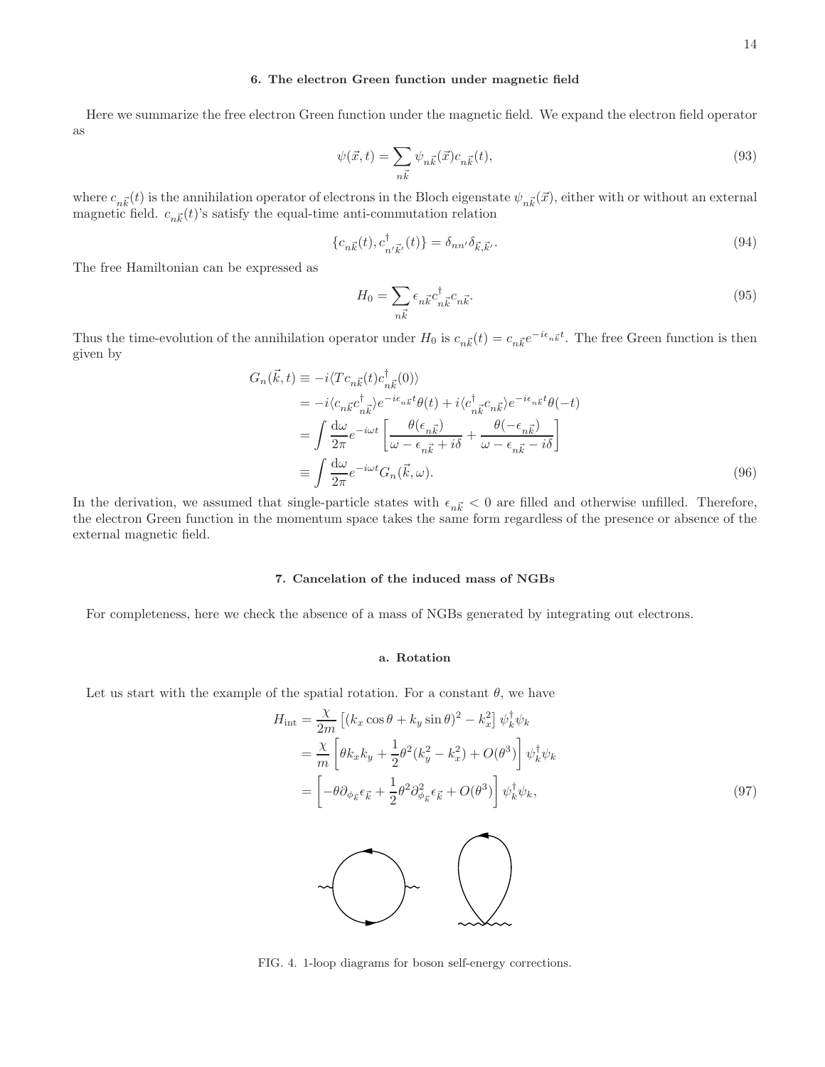### 6. The electron Green function under magnetic field

Here we summarize the free electron Green function under the magnetic field. We expand the electron field operator as

$$\psi(\vec{x},t) = \sum_{n\vec{k}} \psi_{n\vec{k}}(\vec{x}) c_{n\vec{k}}(t), \tag{93}$$

where $c_{n\vec{k}}(t)$ is the annihilation operator of electrons in the Bloch eigenstate $\psi_{n\vec{k}}(\vec{x})$, either with or without an external magnetic field. $c_{n\vec{k}}(t)$'s satisfy the equal-time anti-commutation relation

$$\{c_{n\vec{k}}(t), c^\dagger_{n'\vec{k}'}(t)\} = \delta_{nn'}\delta_{\vec{k},\vec{k}'}. \tag{94}$$

The free Hamiltonian can be expressed as

$$H_0 = \sum_{n\vec{k}} \epsilon_{n\vec{k}} c^\dagger_{n\vec{k}} c_{n\vec{k}}. \tag{95}$$

Thus the time-evolution of the annihilation operator under $H_0$ is $c_{n\vec{k}}(t) = c_{n\vec{k}} e^{-i\epsilon_{n\vec{k}}t}$. The free Green function is then given by

$$\begin{aligned}
G_n(\vec{k},t) &\equiv -i\langle T c_{n\vec{k}}(t) c^\dagger_{n\vec{k}}(0)\rangle \\
&= -i\langle c_{n\vec{k}} c^\dagger_{n\vec{k}}\rangle e^{-i\epsilon_{n\vec{k}}t}\theta(t) + i\langle c^\dagger_{n\vec{k}} c_{n\vec{k}}\rangle e^{-i\epsilon_{n\vec{k}}t}\theta(-t) \\
&= \int \frac{\mathrm{d}\omega}{2\pi} e^{-i\omega t}\left[\frac{\theta(\epsilon_{n\vec{k}})}{\omega - \epsilon_{n\vec{k}} + i\delta} + \frac{\theta(-\epsilon_{n\vec{k}})}{\omega - \epsilon_{n\vec{k}} - i\delta}\right] \\
&\equiv \int \frac{\mathrm{d}\omega}{2\pi} e^{-i\omega t} G_n(\vec{k},\omega).
\end{aligned} \tag{96}$$

In the derivation, we assumed that single-particle states with $\epsilon_{n\vec{k}} < 0$ are filled and otherwise unfilled. Therefore, the electron Green function in the momentum space takes the same form regardless of the presence or absence of the external magnetic field.

### 7. Cancelation of the induced mass of NGBs

For completeness, here we check the absence of a mass of NGBs generated by integrating out electrons.

#### a. Rotation

Let us start with the example of the spatial rotation. For a constant $\theta$, we have

$$\begin{aligned}
H_{\text{int}} &= \frac{\chi}{2m}\left[(k_x\cos\theta + k_y\sin\theta)^2 - k_x^2\right]\psi^\dagger_k\psi_k \\
&= \frac{\chi}{m}\left[\theta k_x k_y + \frac{1}{2}\theta^2(k_y^2 - k_x^2) + O(\theta^3)\right]\psi^\dagger_k\psi_k \\
&= \left[-\theta\partial_{\phi_{\vec{k}}}\epsilon_{\vec{k}} + \frac{1}{2}\theta^2\partial^2_{\phi_{\vec{k}}}\epsilon_{\vec{k}} + O(\theta^3)\right]\psi^\dagger_k\psi_k,
\end{aligned} \tag{97}$$

FIG. 4. 1-loop diagrams for boson self-energy corrections.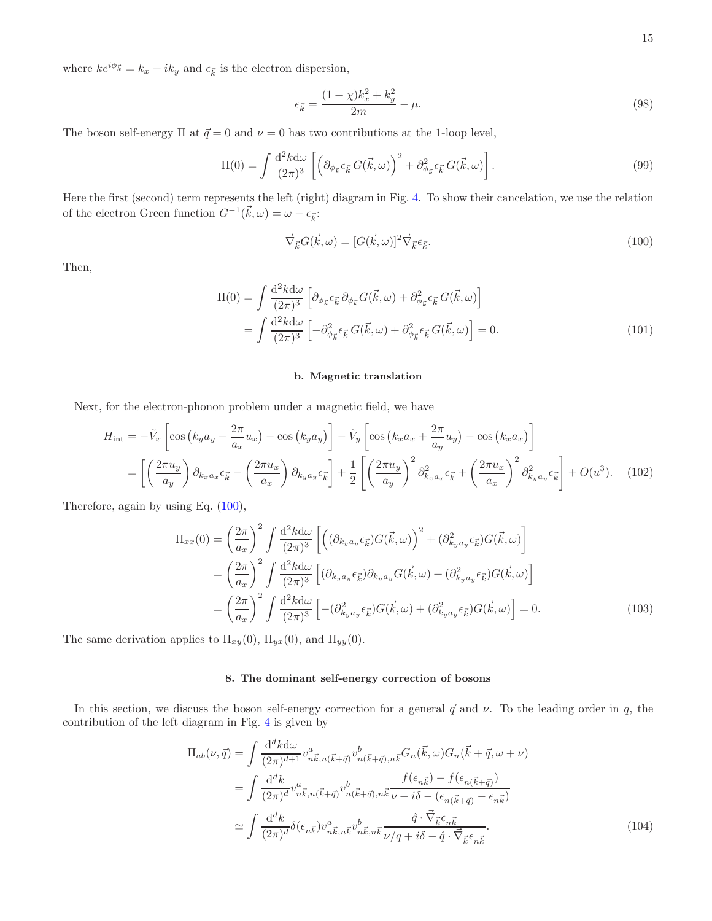where $ke^{i\phi_{\vec{k}}} = k_x + ik_y$ and $\epsilon_{\vec{k}}$ is the electron dispersion,

$$\epsilon_{\vec{k}} = \frac{(1+\chi)k_x^2 + k_y^2}{2m} - \mu. \tag{98}$$

The boson self-energy $\Pi$ at $\vec{q}=0$ and $\nu=0$ has two contributions at the 1-loop level,

$$\Pi(0) = \int \frac{\mathrm{d}^2k\mathrm{d}\omega}{(2\pi)^3}\left[\left(\partial_{\phi_{\vec{k}}}\epsilon_{\vec{k}}\, G(\vec{k},\omega)\right)^2 + \partial^2_{\phi_{\vec{k}}}\epsilon_{\vec{k}}\, G(\vec{k},\omega)\right]. \tag{99}$$

Here the first (second) term represents the left (right) diagram in Fig. 4. To show their cancelation, we use the relation of the electron Green function $G^{-1}(\vec{k},\omega) = \omega - \epsilon_{\vec{k}}$:

$$\vec{\nabla}_{\vec{k}} G(\vec{k},\omega) = [G(\vec{k},\omega)]^2 \vec{\nabla}_{\vec{k}}\epsilon_{\vec{k}}. \tag{100}$$

Then,

$$\begin{aligned}\Pi(0) &= \int \frac{\mathrm{d}^2k\mathrm{d}\omega}{(2\pi)^3}\left[\partial_{\phi_{\vec{k}}}\epsilon_{\vec{k}}\,\partial_{\phi_{\vec{k}}} G(\vec{k},\omega) + \partial^2_{\phi_{\vec{k}}}\epsilon_{\vec{k}}\, G(\vec{k},\omega)\right] \\ &= \int \frac{\mathrm{d}^2k\mathrm{d}\omega}{(2\pi)^3}\left[-\partial^2_{\phi_{\vec{k}}}\epsilon_{\vec{k}}\, G(\vec{k},\omega) + \partial^2_{\phi_{\vec{k}}}\epsilon_{\vec{k}}\, G(\vec{k},\omega)\right] = 0.\end{aligned} \tag{101}$$

### b. Magnetic translation

Next, for the electron-phonon problem under a magnetic field, we have

$$\begin{aligned}H_{\rm int} &= -\tilde{V}_x\left[\cos\left(k_y a_y - \frac{2\pi}{a_x}u_x\right) - \cos\left(k_y a_y\right)\right] - \tilde{V}_y\left[\cos\left(k_x a_x + \frac{2\pi}{a_y}u_y\right) - \cos\left(k_x a_x\right)\right] \\ &= \left[\left(\frac{2\pi u_y}{a_y}\right)\partial_{k_x a_x}\epsilon_{\vec{k}} - \left(\frac{2\pi u_x}{a_x}\right)\partial_{k_y a_y}\epsilon_{\vec{k}}\right] + \frac{1}{2}\left[\left(\frac{2\pi u_y}{a_y}\right)^2\partial^2_{k_x a_x}\epsilon_{\vec{k}} + \left(\frac{2\pi u_x}{a_x}\right)^2\partial^2_{k_y a_y}\epsilon_{\vec{k}}\right] + O(u^3).\end{aligned} \tag{102}$$

Therefore, again by using Eq. (100),

$$\begin{aligned}\Pi_{xx}(0) &= \left(\frac{2\pi}{a_x}\right)^2 \int \frac{\mathrm{d}^2k\mathrm{d}\omega}{(2\pi)^3}\left[\left((\partial_{k_y a_y}\epsilon_{\vec{k}})G(\vec{k},\omega)\right)^2 + (\partial^2_{k_y a_y}\epsilon_{\vec{k}})G(\vec{k},\omega)\right] \\ &= \left(\frac{2\pi}{a_x}\right)^2 \int \frac{\mathrm{d}^2k\mathrm{d}\omega}{(2\pi)^3}\left[(\partial_{k_y a_y}\epsilon_{\vec{k}})\partial_{k_y a_y}G(\vec{k},\omega) + (\partial^2_{k_y a_y}\epsilon_{\vec{k}})G(\vec{k},\omega)\right] \\ &= \left(\frac{2\pi}{a_x}\right)^2 \int \frac{\mathrm{d}^2k\mathrm{d}\omega}{(2\pi)^3}\left[-(\partial^2_{k_y a_y}\epsilon_{\vec{k}})G(\vec{k},\omega) + (\partial^2_{k_y a_y}\epsilon_{\vec{k}})G(\vec{k},\omega)\right] = 0.\end{aligned} \tag{103}$$

The same derivation applies to $\Pi_{xy}(0)$, $\Pi_{yx}(0)$, and $\Pi_{yy}(0)$.

## 8. The dominant self-energy correction of bosons

In this section, we discuss the boson self-energy correction for a general $\vec{q}$ and $\nu$. To the leading order in $q$, the contribution of the left diagram in Fig. 4 is given by

$$\begin{aligned}\Pi_{ab}(\nu,\vec{q}) &= \int \frac{\mathrm{d}^dk\mathrm{d}\omega}{(2\pi)^{d+1}} v^a_{n\vec{k},n(\vec{k}+\vec{q})} v^b_{n(\vec{k}+\vec{q}),n\vec{k}} G_n(\vec{k},\omega)G_n(\vec{k}+\vec{q},\omega+\nu) \\ &= \int \frac{\mathrm{d}^dk}{(2\pi)^d} v^a_{n\vec{k},n(\vec{k}+\vec{q})} v^b_{n(\vec{k}+\vec{q}),n\vec{k}} \frac{f(\epsilon_{n\vec{k}}) - f(\epsilon_{n(\vec{k}+\vec{q})})}{\nu + i\delta - (\epsilon_{n(\vec{k}+\vec{q})} - \epsilon_{n\vec{k}})} \\ &\simeq \int \frac{\mathrm{d}^dk}{(2\pi)^d}\delta(\epsilon_{n\vec{k}}) v^a_{n\vec{k},n\vec{k}} v^b_{n\vec{k},n\vec{k}} \frac{\hat{q}\cdot\vec{\nabla}_{\vec{k}}\epsilon_{n\vec{k}}}{\nu/q + i\delta - \hat{q}\cdot\vec{\nabla}_{\vec{k}}\epsilon_{n\vec{k}}}.\end{aligned} \tag{104}$$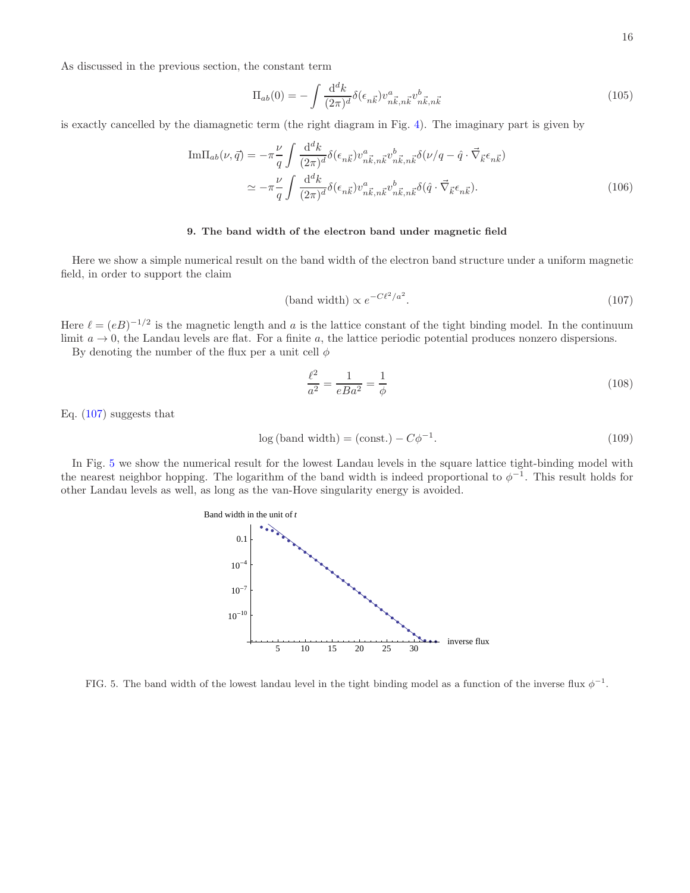As discussed in the previous section, the constant term

$$\Pi_{ab}(0) = -\int \frac{\mathrm{d}^d k}{(2\pi)^d} \delta(\epsilon_{n\vec{k}}) v^a_{n\vec{k},n\vec{k}} v^b_{n\vec{k},n\vec{k}} \tag{105}$$

is exactly cancelled by the diamagnetic term (the right diagram in Fig. 4). The imaginary part is given by

$$\begin{aligned}
\mathrm{Im}\Pi_{ab}(\nu, \vec{q}) &= -\pi \frac{\nu}{q} \int \frac{\mathrm{d}^d k}{(2\pi)^d} \delta(\epsilon_{n\vec{k}}) v^a_{n\vec{k},n\vec{k}} v^b_{n\vec{k},n\vec{k}} \delta(\nu/q - \hat{q} \cdot \vec{\nabla}_{\vec{k}} \epsilon_{n\vec{k}}) \\
&\simeq -\pi \frac{\nu}{q} \int \frac{\mathrm{d}^d k}{(2\pi)^d} \delta(\epsilon_{n\vec{k}}) v^a_{n\vec{k},n\vec{k}} v^b_{n\vec{k},n\vec{k}} \delta(\hat{q} \cdot \vec{\nabla}_{\vec{k}} \epsilon_{n\vec{k}}).
\end{aligned} \tag{106}$$

### 9. The band width of the electron band under magnetic field

Here we show a simple numerical result on the band width of the electron band structure under a uniform magnetic field, in order to support the claim

$$(\text{band width}) \propto e^{-C\ell^2/a^2}. \tag{107}$$

Here $\ell = (eB)^{-1/2}$ is the magnetic length and $a$ is the lattice constant of the tight binding model. In the continuum limit $a \to 0$, the Landau levels are flat. For a finite $a$, the lattice periodic potential produces nonzero dispersions.

By denoting the number of the flux per a unit cell $\phi$

$$\frac{\ell^2}{a^2} = \frac{1}{eBa^2} = \frac{1}{\phi} \tag{108}$$

Eq. (107) suggests that

$$\log(\text{band width}) = (\text{const.}) - C\phi^{-1}. \tag{109}$$

In Fig. 5 we show the numerical result for the lowest Landau levels in the square lattice tight-binding model with the nearest neighbor hopping. The logarithm of the band width is indeed proportional to $\phi^{-1}$. This result holds for other Landau levels as well, as long as the van-Hove singularity energy is avoided.

Band width in the unit of $t$

0.1

$10^{-4}$

$10^{-7}$

$10^{-10}$

5 10 15 20 25 30

inverse flux

FIG. 5. The band width of the lowest landau level in the tight binding model as a function of the inverse flux $\phi^{-1}$.